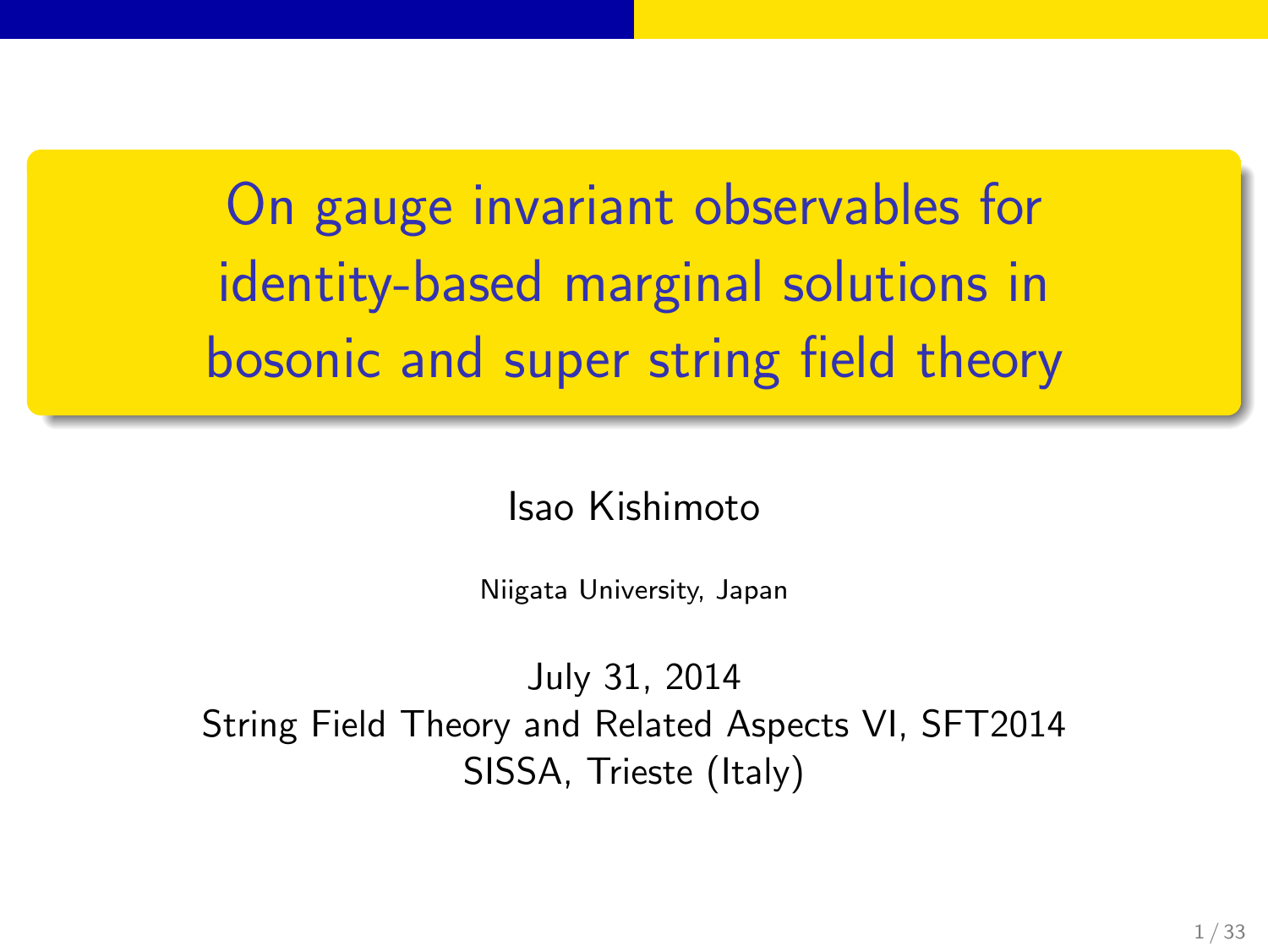# On gauge invariant observables for identity-based marginal solutions in bosonic and super string field theory

Isao Kishimoto

Niigata University, Japan

July 31, 2014

String Field Theory and Related Aspects VI, SFT2014

SISSA, Trieste (Italy)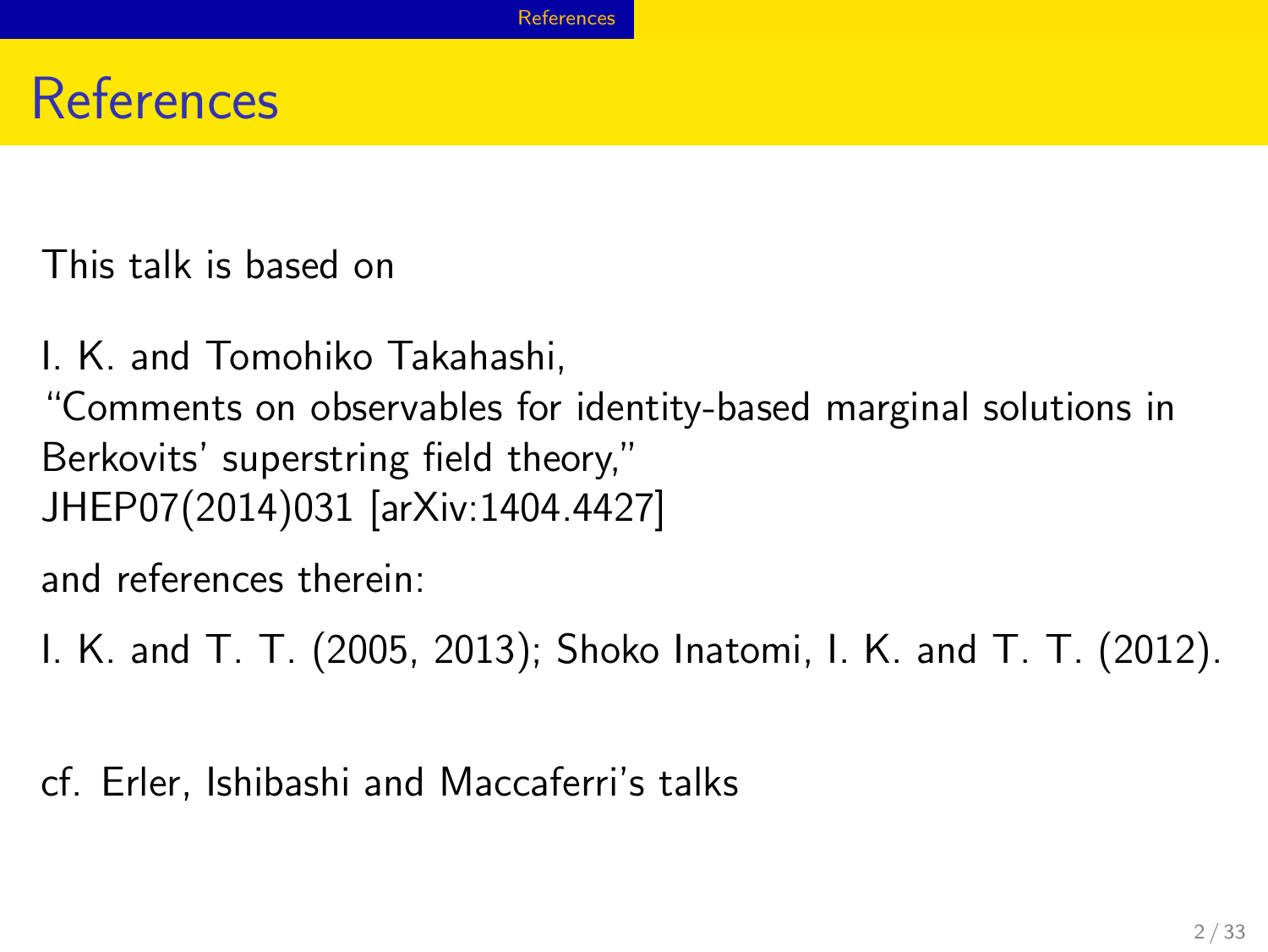# References

This talk is based on

I. K. and Tomohiko Takahashi,
"Comments on observables for identity-based marginal solutions in Berkovits' superstring field theory,"
JHEP07(2014)031 [arXiv:1404.4427]

and references therein:

I. K. and T. T. (2005, 2013); Shoko Inatomi, I. K. and T. T. (2012).

cf. Erler, Ishibashi and Maccaferri's talks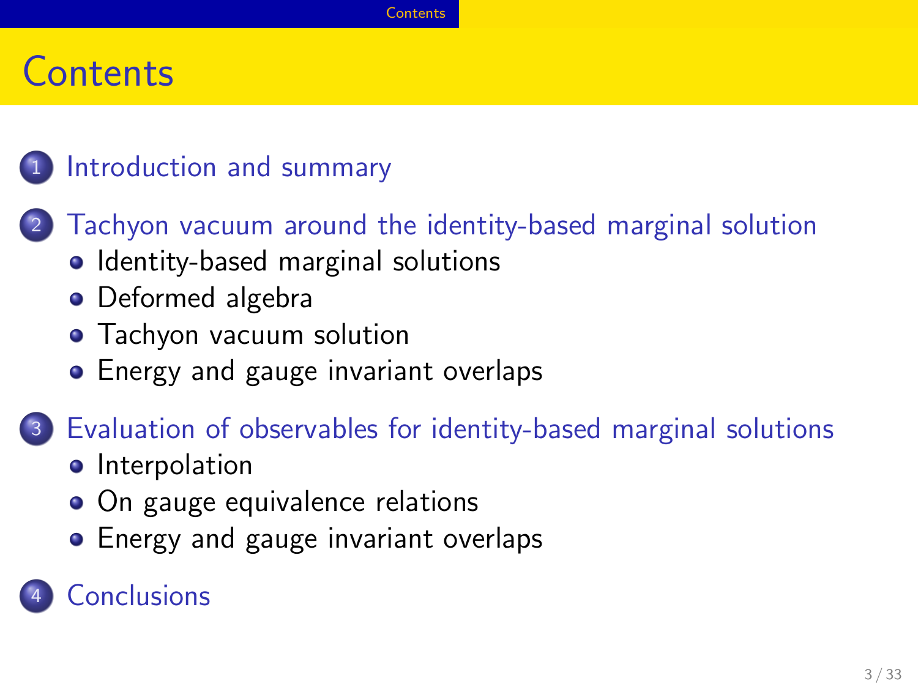# Contents

1. Introduction and summary
2. Tachyon vacuum around the identity-based marginal solution
   - Identity-based marginal solutions
   - Deformed algebra
   - Tachyon vacuum solution
   - Energy and gauge invariant overlaps
3. Evaluation of observables for identity-based marginal solutions
   - Interpolation
   - On gauge equivalence relations
   - Energy and gauge invariant overlaps
4. Conclusions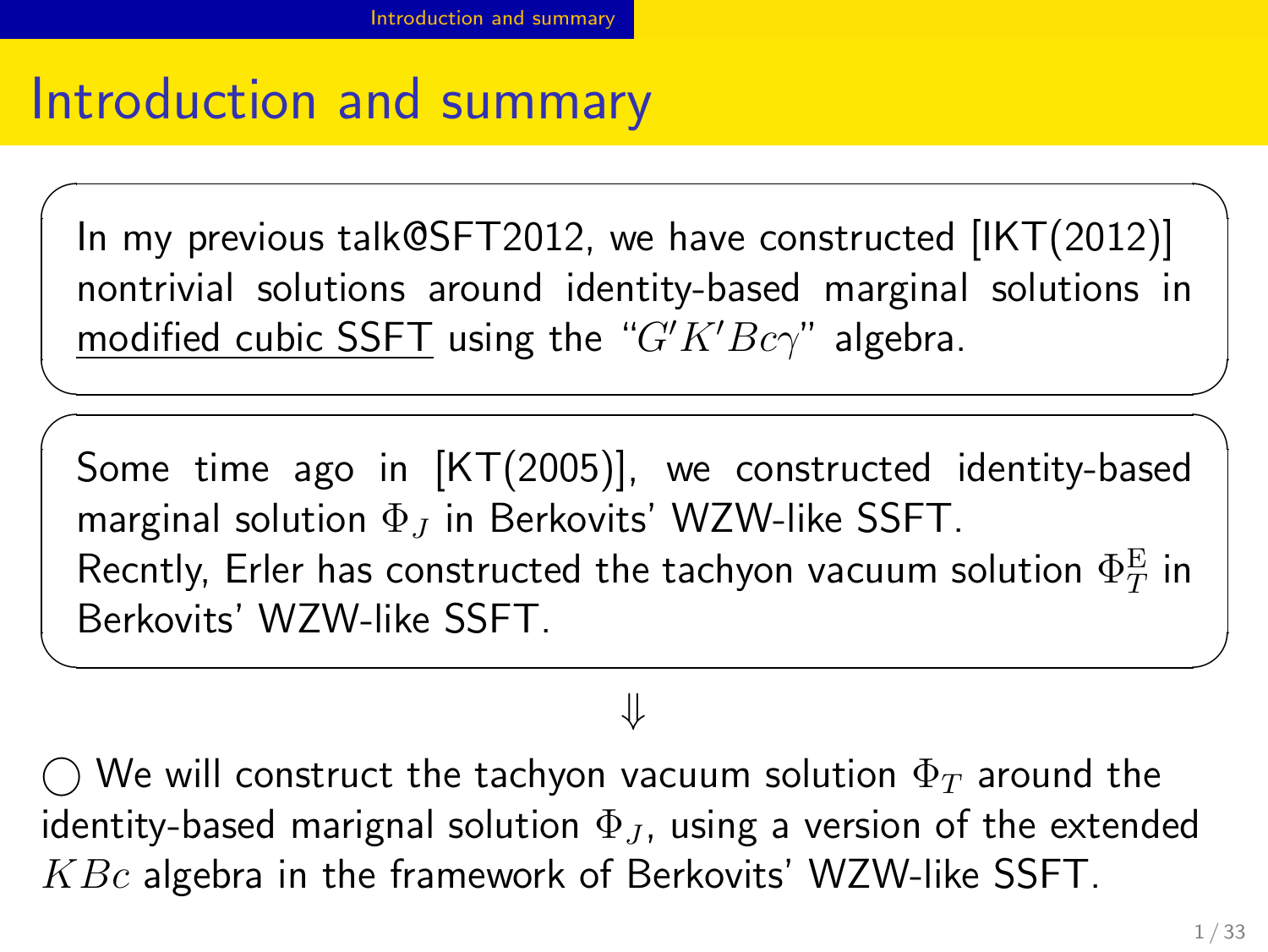# Introduction and summary

In my previous talk@SFT2012, we have constructed [IKT(2012)] nontrivial solutions around identity-based marginal solutions in modified cubic SSFT using the "$G'K'Bc\gamma$" algebra.

Some time ago in [KT(2005)], we constructed identity-based marginal solution $\Phi_J$ in Berkovits' WZW-like SSFT.
Recntly, Erler has constructed the tachyon vacuum solution $\Phi_T^{\mathrm{E}}$ in Berkovits' WZW-like SSFT.

$$\Downarrow$$

◯ We will construct the tachyon vacuum solution $\Phi_T$ around the identity-based marignal solution $\Phi_J$, using a version of the extended $KBc$ algebra in the framework of Berkovits' WZW-like SSFT.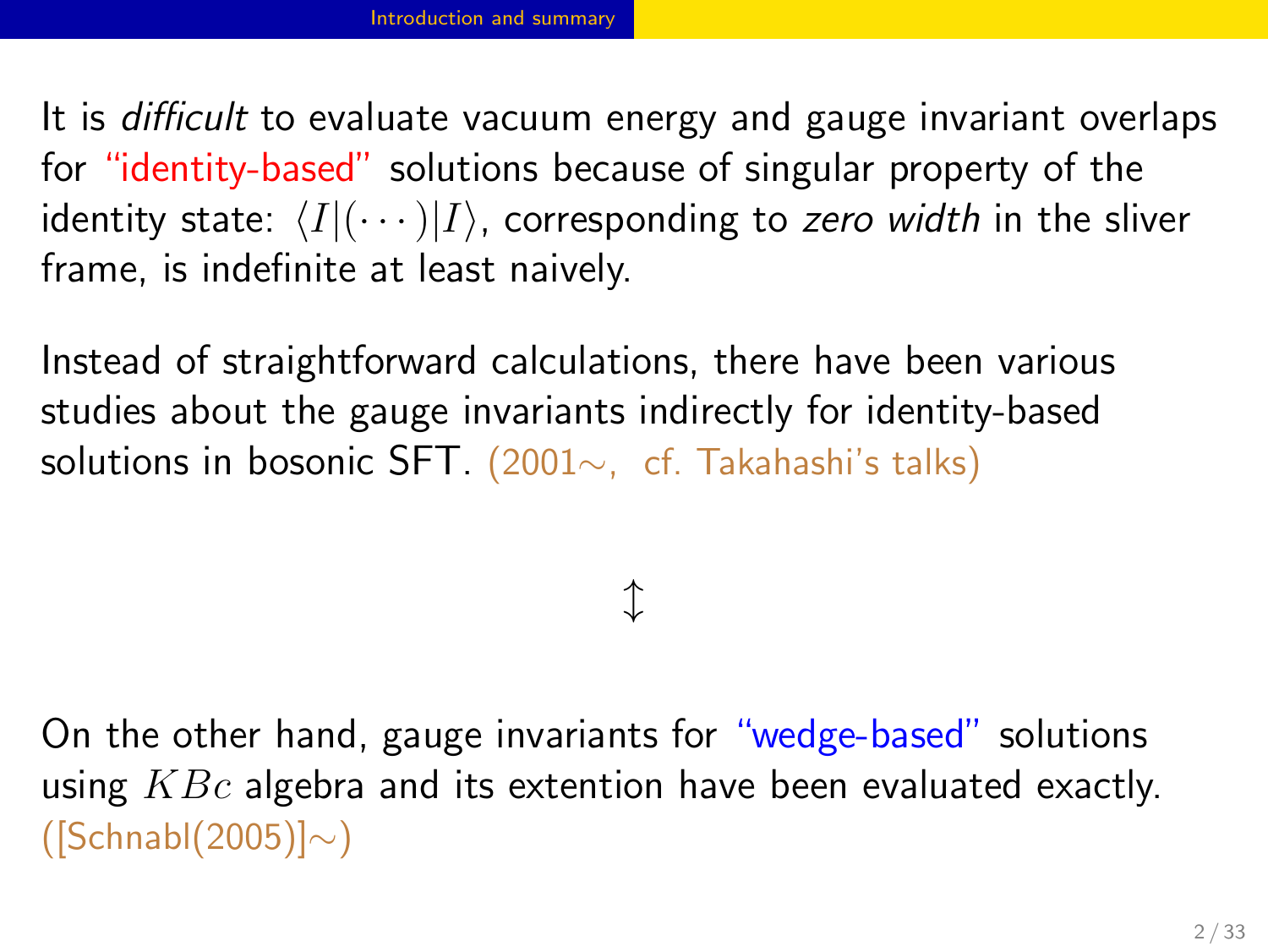It is *difficult* to evaluate vacuum energy and gauge invariant overlaps for "identity-based" solutions because of singular property of the identity state: $\langle I|(\cdots)|I\rangle$, corresponding to *zero width* in the sliver frame, is indefinite at least naively.

Instead of straightforward calculations, there have been various studies about the gauge invariants indirectly for identity-based solutions in bosonic SFT. (2001$\sim$, cf. Takahashi's talks)

$$\updownarrow$$

On the other hand, gauge invariants for "wedge-based" solutions using $KBc$ algebra and its extention have been evaluated exactly. ([Schnabl(2005)]$\sim$)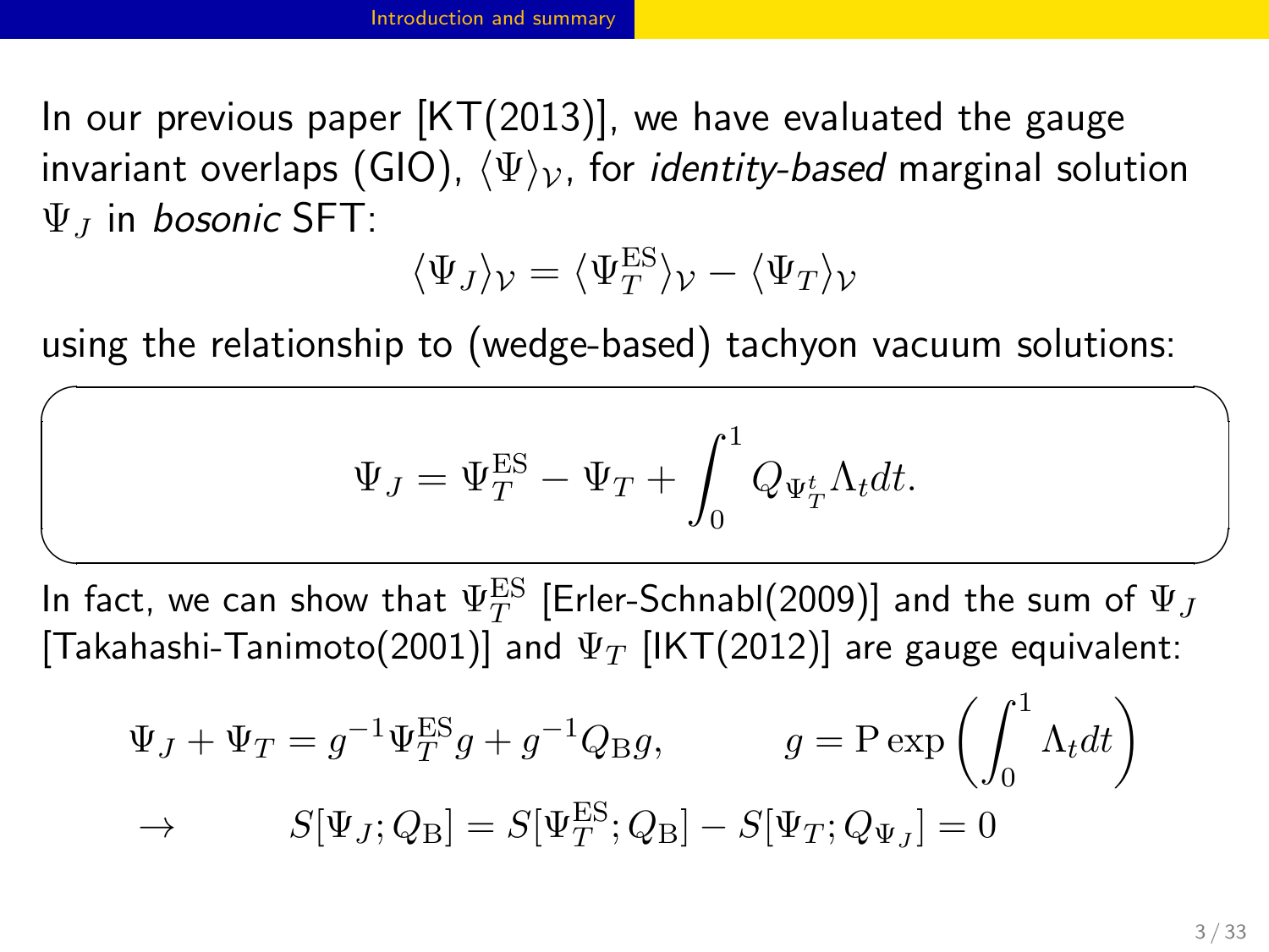In our previous paper [KT(2013)], we have evaluated the gauge invariant overlaps (GIO), $\langle \Psi \rangle_{\mathcal{V}}$, for *identity-based* marginal solution $\Psi_J$ in *bosonic* SFT:

$$\langle \Psi_J \rangle_{\mathcal{V}} = \langle \Psi_T^{\mathrm{ES}} \rangle_{\mathcal{V}} - \langle \Psi_T \rangle_{\mathcal{V}}$$

using the relationship to (wedge-based) tachyon vacuum solutions:

$$\Psi_J = \Psi_T^{\mathrm{ES}} - \Psi_T + \int_0^1 Q_{\Psi_T^t} \Lambda_t dt.$$

In fact, we can show that $\Psi_T^{\mathrm{ES}}$ [Erler-Schnabl(2009)] and the sum of $\Psi_J$ [Takahashi-Tanimoto(2001)] and $\Psi_T$ [IKT(2012)] are gauge equivalent:

$$\Psi_J + \Psi_T = g^{-1} \Psi_T^{\mathrm{ES}} g + g^{-1} Q_{\mathrm{B}} g, \qquad g = \mathrm{P} \exp\left( \int_0^1 \Lambda_t dt \right)$$

$$\to \qquad S[\Psi_J; Q_{\mathrm{B}}] = S[\Psi_T^{\mathrm{ES}}; Q_{\mathrm{B}}] - S[\Psi_T; Q_{\Psi_J}] = 0$$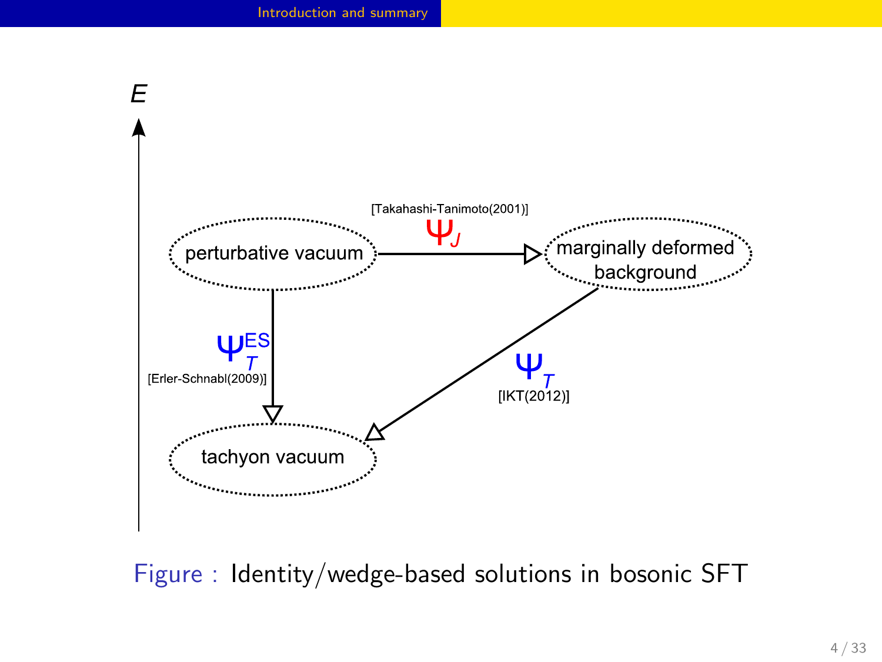E

[Takahashi-Tanimoto(2001)]

$\Psi_J$

perturbative vacuum

marginally deformed background

$\Psi_T^{ES}$

[Erler-Schnabl(2009)]

$\Psi_T$

[IKT(2012)]

tachyon vacuum

Figure : Identity/wedge-based solutions in bosonic SFT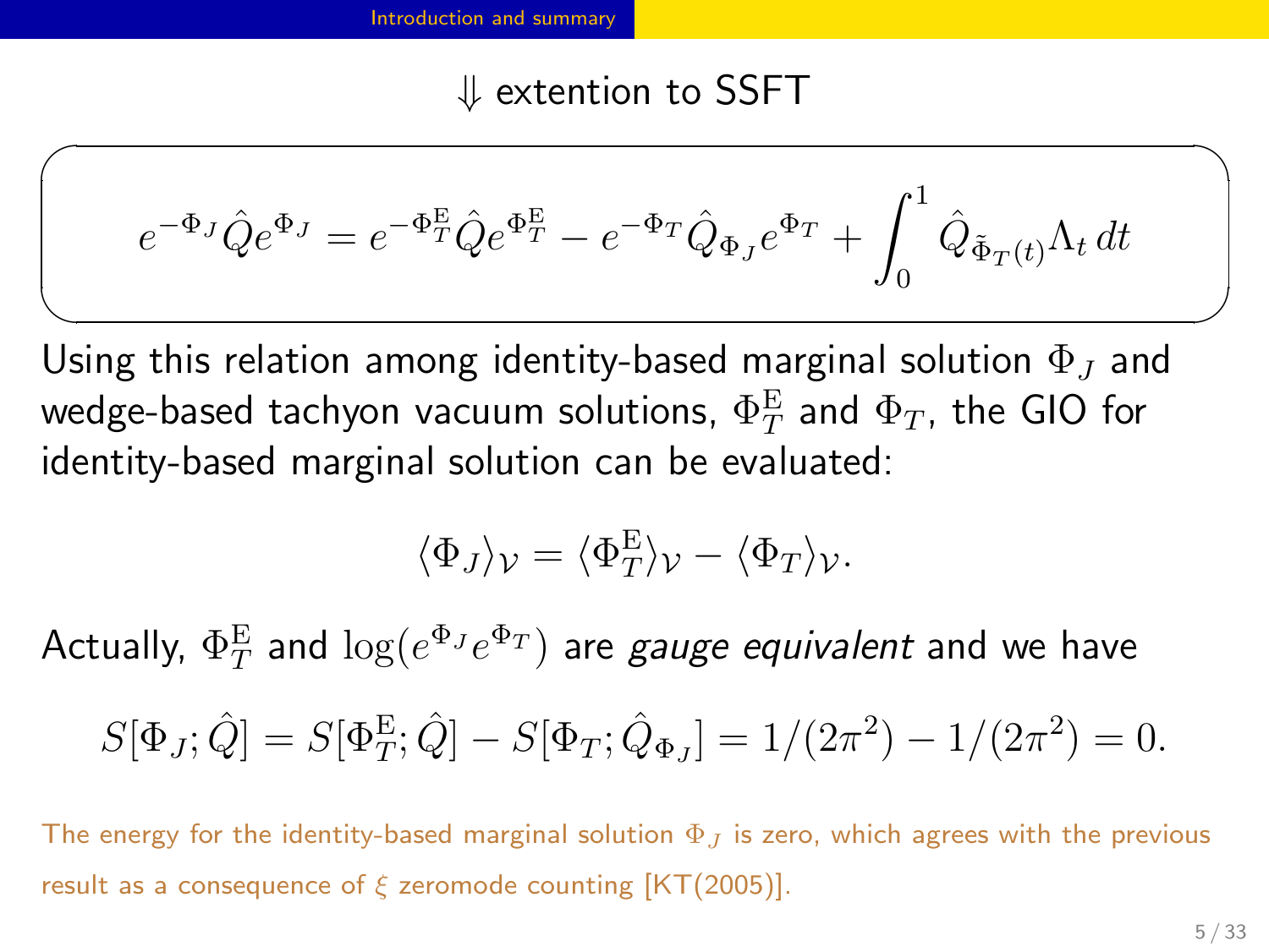$\Downarrow$ extention to SSFT

$$e^{-\Phi_J}\hat{Q}e^{\Phi_J} = e^{-\Phi_T^{\mathrm{E}}}\hat{Q}e^{\Phi_T^{\mathrm{E}}} - e^{-\Phi_T}\hat{Q}_{\Phi_J}e^{\Phi_T} + \int_0^1 \hat{Q}_{\tilde{\Phi}_T(t)}\Lambda_t\,dt$$

Using this relation among identity-based marginal solution $\Phi_J$ and wedge-based tachyon vacuum solutions, $\Phi_T^{\mathrm{E}}$ and $\Phi_T$, the GIO for identity-based marginal solution can be evaluated:

$$\langle\Phi_J\rangle_{\mathcal{V}} = \langle\Phi_T^{\mathrm{E}}\rangle_{\mathcal{V}} - \langle\Phi_T\rangle_{\mathcal{V}}.$$

Actually, $\Phi_T^{\mathrm{E}}$ and $\log(e^{\Phi_J}e^{\Phi_T})$ are *gauge equivalent* and we have

$$S[\Phi_J;\hat{Q}] = S[\Phi_T^{\mathrm{E}};\hat{Q}] - S[\Phi_T;\hat{Q}_{\Phi_J}] = 1/(2\pi^2) - 1/(2\pi^2) = 0.$$

The energy for the identity-based marginal solution $\Phi_J$ is zero, which agrees with the previous result as a consequence of $\xi$ zeromode counting [KT(2005)].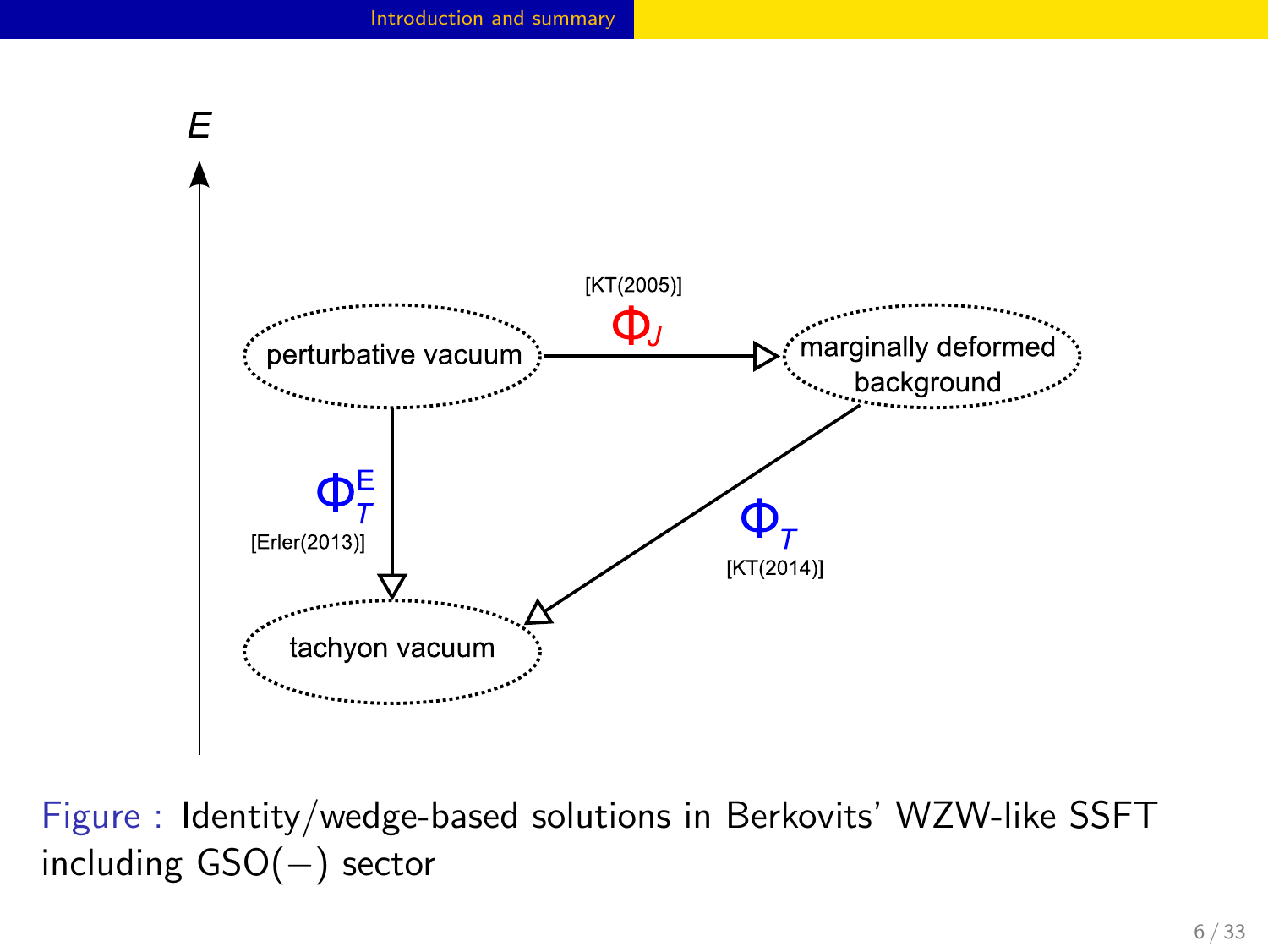E

[KT(2005)]

$\Phi_J$

perturbative vacuum

marginally deformed background

$\Phi_T^E$

[Erler(2013)]

$\Phi_T$

[KT(2014)]

tachyon vacuum

Figure : Identity/wedge-based solutions in Berkovits' WZW-like SSFT including GSO($-$) sector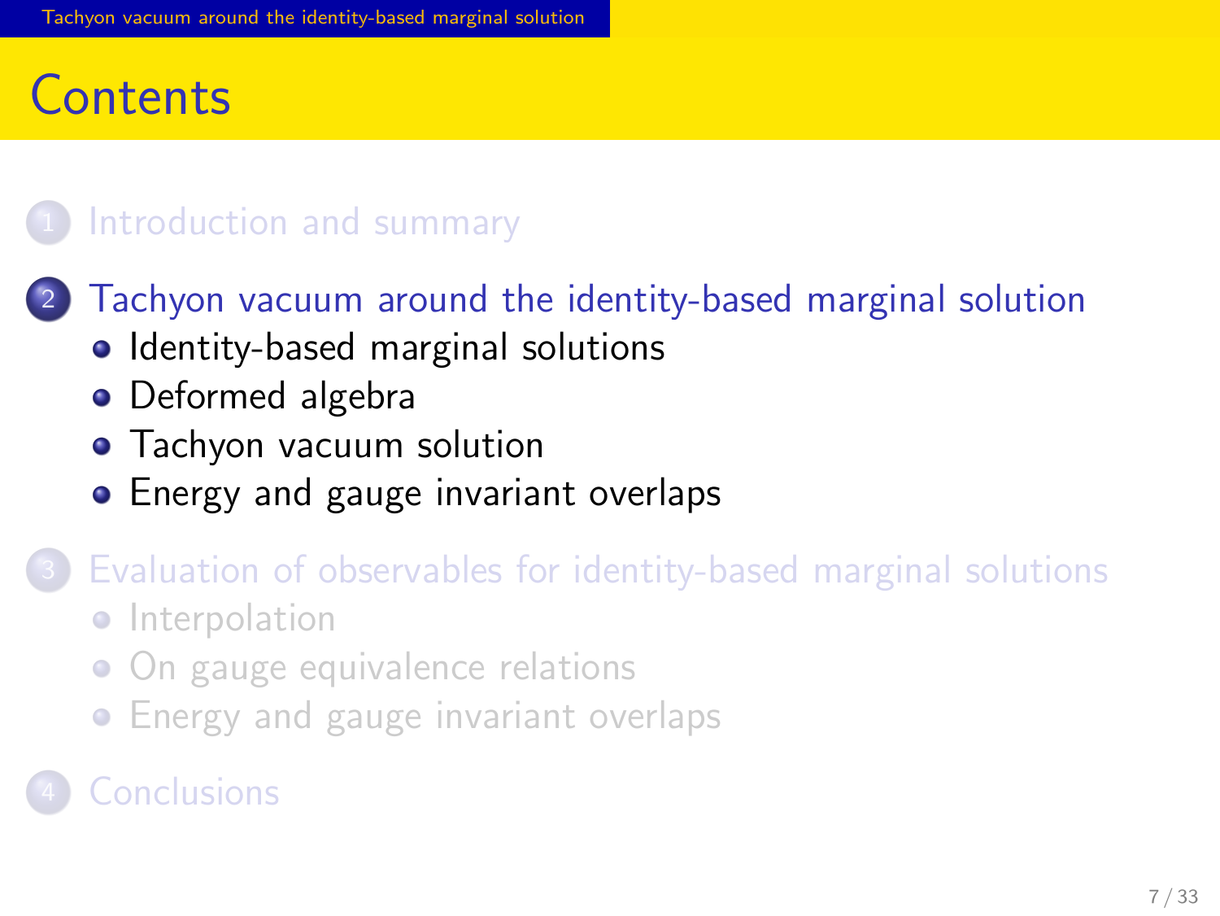# Contents

1. Introduction and summary
2. Tachyon vacuum around the identity-based marginal solution
   - Identity-based marginal solutions
   - Deformed algebra
   - Tachyon vacuum solution
   - Energy and gauge invariant overlaps
3. Evaluation of observables for identity-based marginal solutions
   - Interpolation
   - On gauge equivalence relations
   - Energy and gauge invariant overlaps
4. Conclusions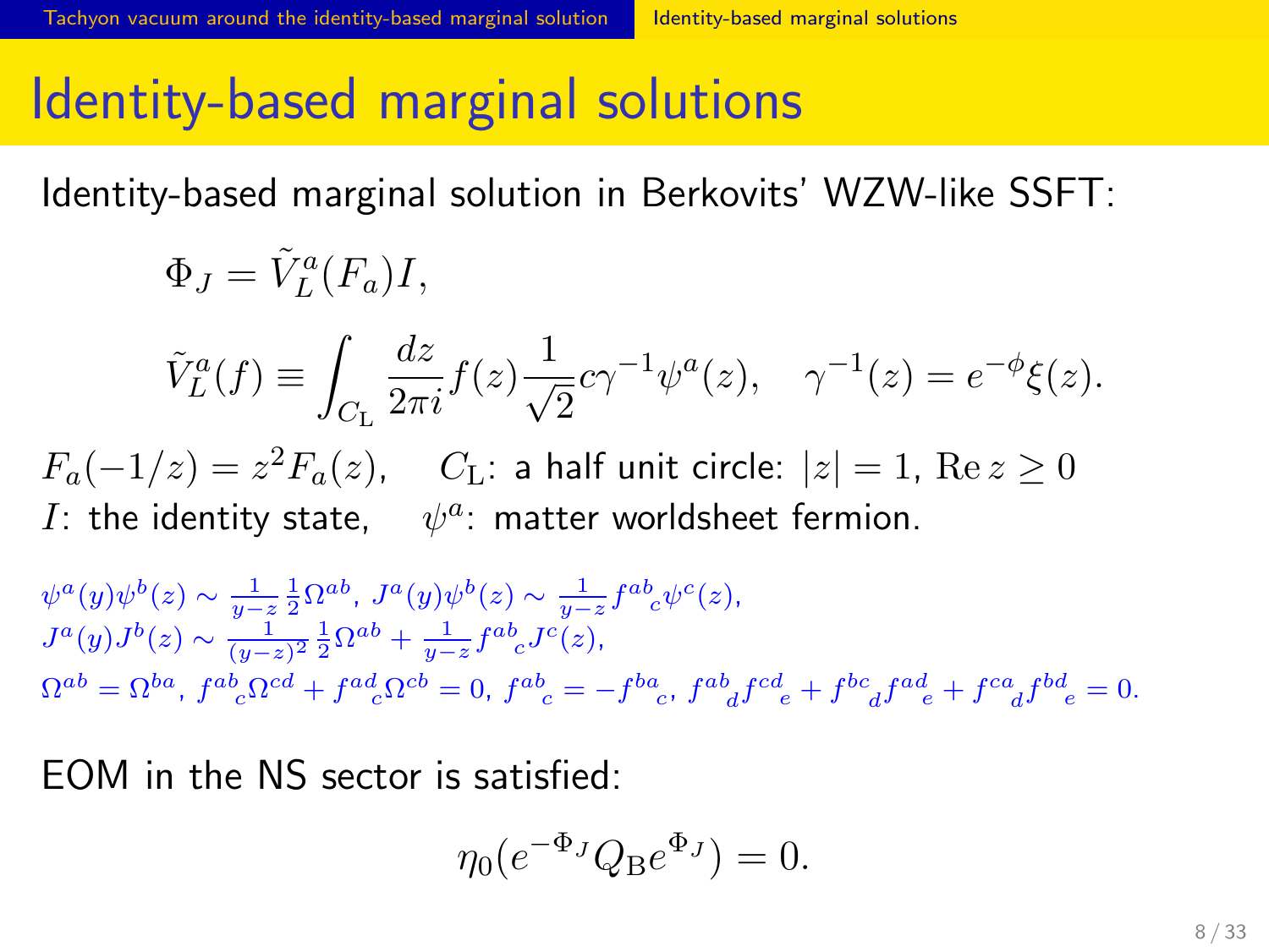# Identity-based marginal solutions

Identity-based marginal solution in Berkovits' WZW-like SSFT:

$$\Phi_J = \tilde{V}_L^a(F_a)I,$$

$$\tilde{V}_L^a(f) \equiv \int_{C_{\rm L}} \frac{dz}{2\pi i} f(z) \frac{1}{\sqrt{2}} c\gamma^{-1}\psi^a(z), \quad \gamma^{-1}(z) = e^{-\phi}\xi(z).$$

$F_a(-1/z) = z^2 F_a(z)$, $\quad C_{\rm L}$: a half unit circle: $|z| = 1$, $\mathrm{Re}\, z \geq 0$

$I$: the identity state, $\quad \psi^a$: matter worldsheet fermion.

$\psi^a(y)\psi^b(z) \sim \frac{1}{y-z}\frac{1}{2}\Omega^{ab}$, $J^a(y)\psi^b(z) \sim \frac{1}{y-z} f^{ab}{}_c \psi^c(z)$,
$J^a(y)J^b(z) \sim \frac{1}{(y-z)^2}\frac{1}{2}\Omega^{ab} + \frac{1}{y-z} f^{ab}{}_c J^c(z)$,
$\Omega^{ab} = \Omega^{ba}$, $f^{ab}{}_c \Omega^{cd} + f^{ad}{}_c \Omega^{cb} = 0$, $f^{ab}{}_c = -f^{ba}{}_c$, $f^{ab}{}_d f^{cd}{}_e + f^{bc}{}_d f^{ad}{}_e + f^{ca}{}_d f^{bd}{}_e = 0$.

EOM in the NS sector is satisfied:

$$\eta_0(e^{-\Phi_J} Q_{\rm B} e^{\Phi_J}) = 0.$$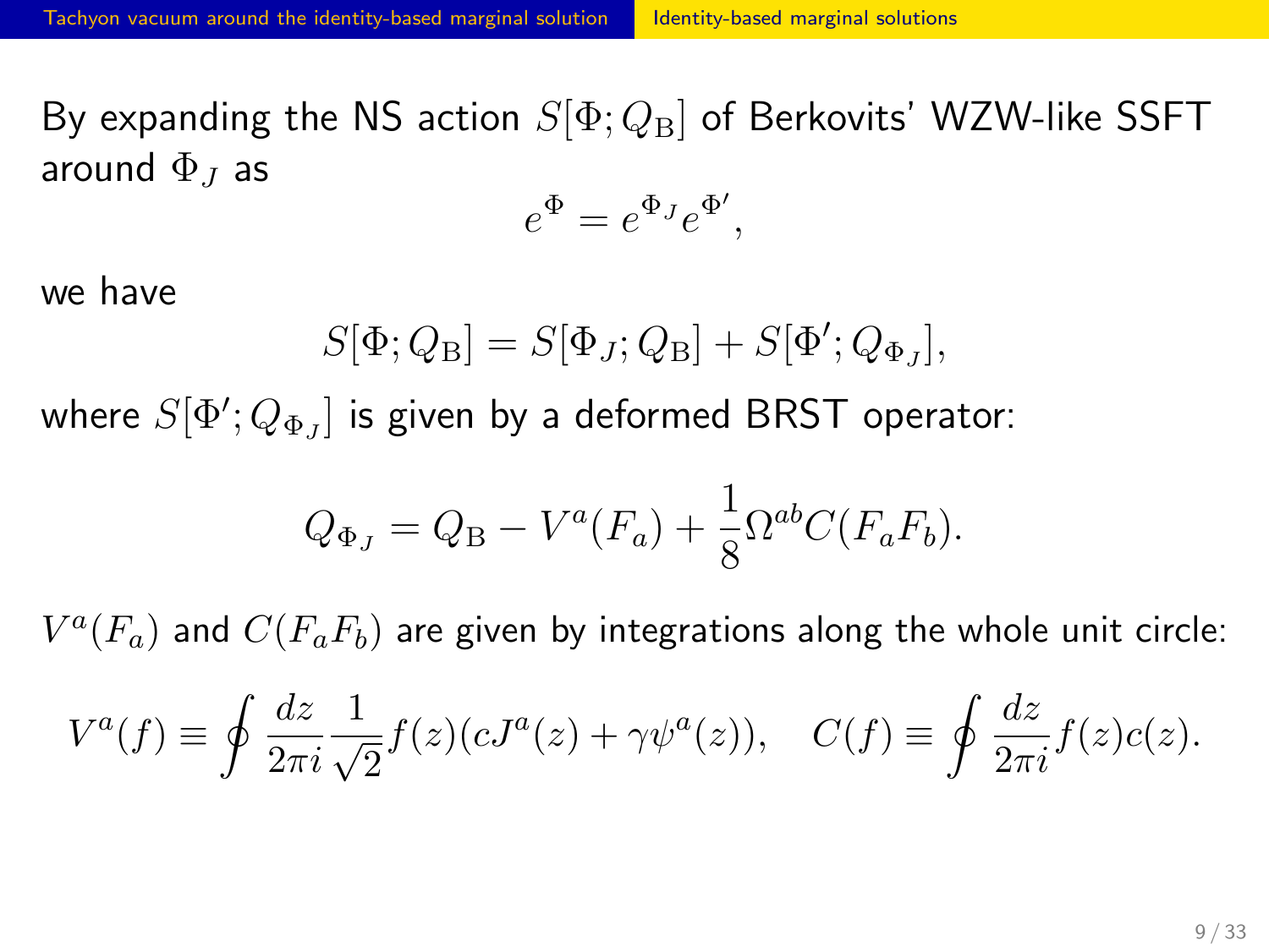By expanding the NS action $S[\Phi; Q_{\mathrm{B}}]$ of Berkovits' WZW-like SSFT around $\Phi_J$ as

$$e^{\Phi} = e^{\Phi_J} e^{\Phi'},$$

we have

$$S[\Phi; Q_{\mathrm{B}}] = S[\Phi_J; Q_{\mathrm{B}}] + S[\Phi'; Q_{\Phi_J}],$$

where $S[\Phi'; Q_{\Phi_J}]$ is given by a deformed BRST operator:

$$Q_{\Phi_J} = Q_{\mathrm{B}} - V^a(F_a) + \frac{1}{8}\Omega^{ab} C(F_a F_b).$$

$V^a(F_a)$ and $C(F_a F_b)$ are given by integrations along the whole unit circle:

$$V^a(f) \equiv \oint \frac{dz}{2\pi i} \frac{1}{\sqrt{2}} f(z)(cJ^a(z) + \gamma\psi^a(z)), \quad C(f) \equiv \oint \frac{dz}{2\pi i} f(z) c(z).$$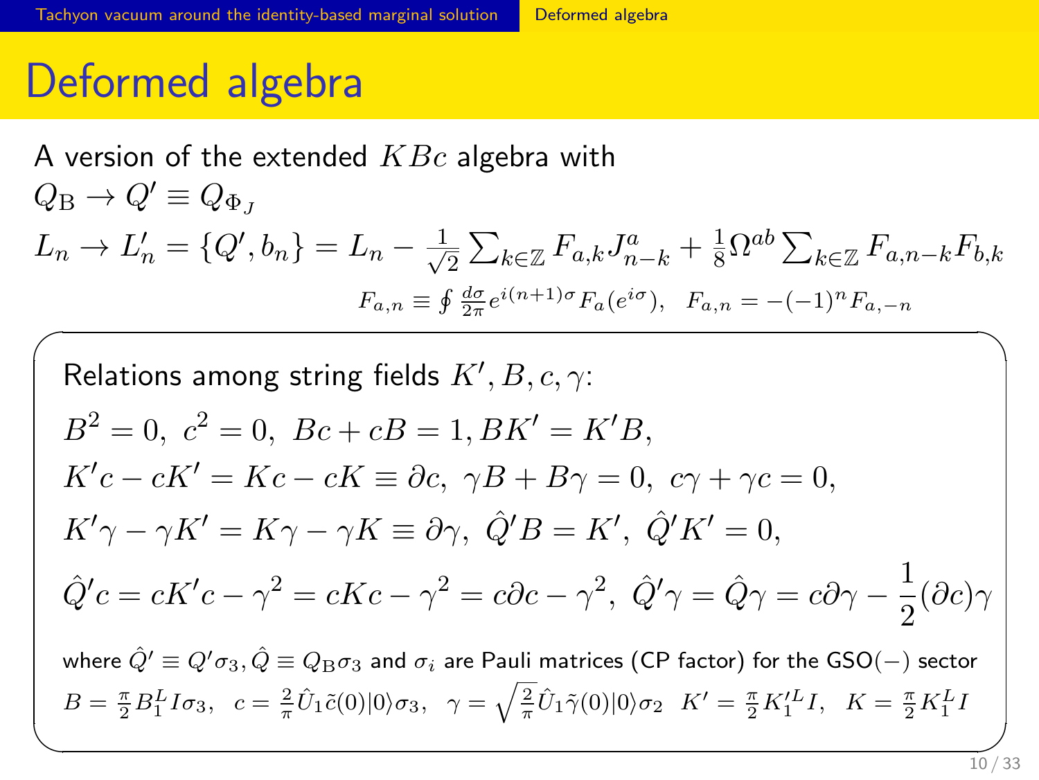# Deformed algebra

A version of the extended $KBc$ algebra with

$Q_{\rm B} \to Q' \equiv Q_{\Phi_J}$

$L_n \to L'_n = \{Q', b_n\} = L_n - \frac{1}{\sqrt{2}} \sum_{k\in\mathbb{Z}} F_{a,k} J^a_{n-k} + \frac{1}{8}\Omega^{ab} \sum_{k\in\mathbb{Z}} F_{a,n-k} F_{b,k}$

$$F_{a,n} \equiv \oint \frac{d\sigma}{2\pi} e^{i(n+1)\sigma} F_a(e^{i\sigma}), \quad F_{a,n} = -(-1)^n F_{a,-n}$$

Relations among string fields $K', B, c, \gamma$:

$$B^2 = 0,\ c^2 = 0,\ Bc + cB = 1, BK' = K'B,$$

$$K'c - cK' = Kc - cK \equiv \partial c,\ \gamma B + B\gamma = 0,\ c\gamma + \gamma c = 0,$$

$$K'\gamma - \gamma K' = K\gamma - \gamma K \equiv \partial\gamma,\ \hat{Q}'B = K',\ \hat{Q}'K' = 0,$$

$$\hat{Q}'c = cK'c - \gamma^2 = cKc - \gamma^2 = c\partial c - \gamma^2,\ \hat{Q}'\gamma = \hat{Q}\gamma = c\partial\gamma - \frac{1}{2}(\partial c)\gamma$$

where $\hat{Q}' \equiv Q'\sigma_3, \hat{Q} \equiv Q_{\rm B}\sigma_3$ and $\sigma_i$ are Pauli matrices (CP factor) for the GSO$(-)$ sector

$B = \frac{\pi}{2} B_1^L I \sigma_3, \quad c = \frac{2}{\pi} \hat{U}_1 \tilde{c}(0)|0\rangle \sigma_3, \quad \gamma = \sqrt{\frac{2}{\pi}} \hat{U}_1 \tilde{\gamma}(0)|0\rangle \sigma_2 \quad K' = \frac{\pi}{2} K_1'^L I, \quad K = \frac{\pi}{2} K_1^L I$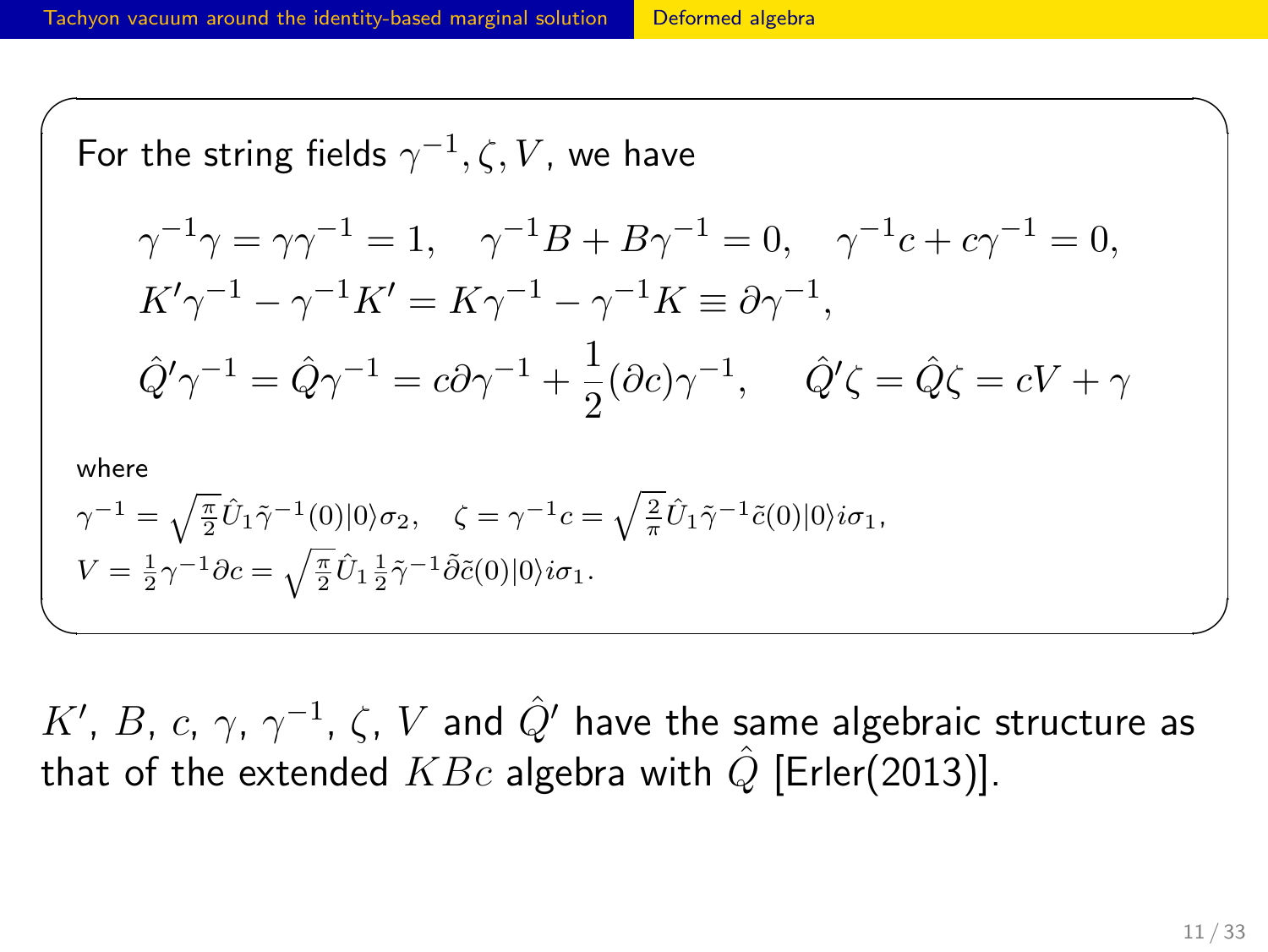For the string fields $\gamma^{-1}, \zeta, V$, we have

$$\gamma^{-1}\gamma = \gamma\gamma^{-1} = 1, \quad \gamma^{-1}B + B\gamma^{-1} = 0, \quad \gamma^{-1}c + c\gamma^{-1} = 0,$$
$$K'\gamma^{-1} - \gamma^{-1}K' = K\gamma^{-1} - \gamma^{-1}K \equiv \partial\gamma^{-1},$$
$$\hat{Q}'\gamma^{-1} = \hat{Q}\gamma^{-1} = c\partial\gamma^{-1} + \frac{1}{2}(\partial c)\gamma^{-1}, \quad \hat{Q}'\zeta = \hat{Q}\zeta = cV + \gamma$$

where

$\gamma^{-1} = \sqrt{\frac{\pi}{2}}\hat{U}_1\tilde{\gamma}^{-1}(0)|0\rangle\sigma_2, \quad \zeta = \gamma^{-1}c = \sqrt{\frac{2}{\pi}}\hat{U}_1\tilde{\gamma}^{-1}\tilde{c}(0)|0\rangle i\sigma_1,$

$V = \frac{1}{2}\gamma^{-1}\partial c = \sqrt{\frac{\pi}{2}}\hat{U}_1\frac{1}{2}\tilde{\gamma}^{-1}\tilde{\partial}\tilde{c}(0)|0\rangle i\sigma_1.$

$K'$, $B$, $c$, $\gamma$, $\gamma^{-1}$, $\zeta$, $V$ and $\hat{Q}'$ have the same algebraic structure as that of the extended $KBc$ algebra with $\hat{Q}$ [Erler(2013)].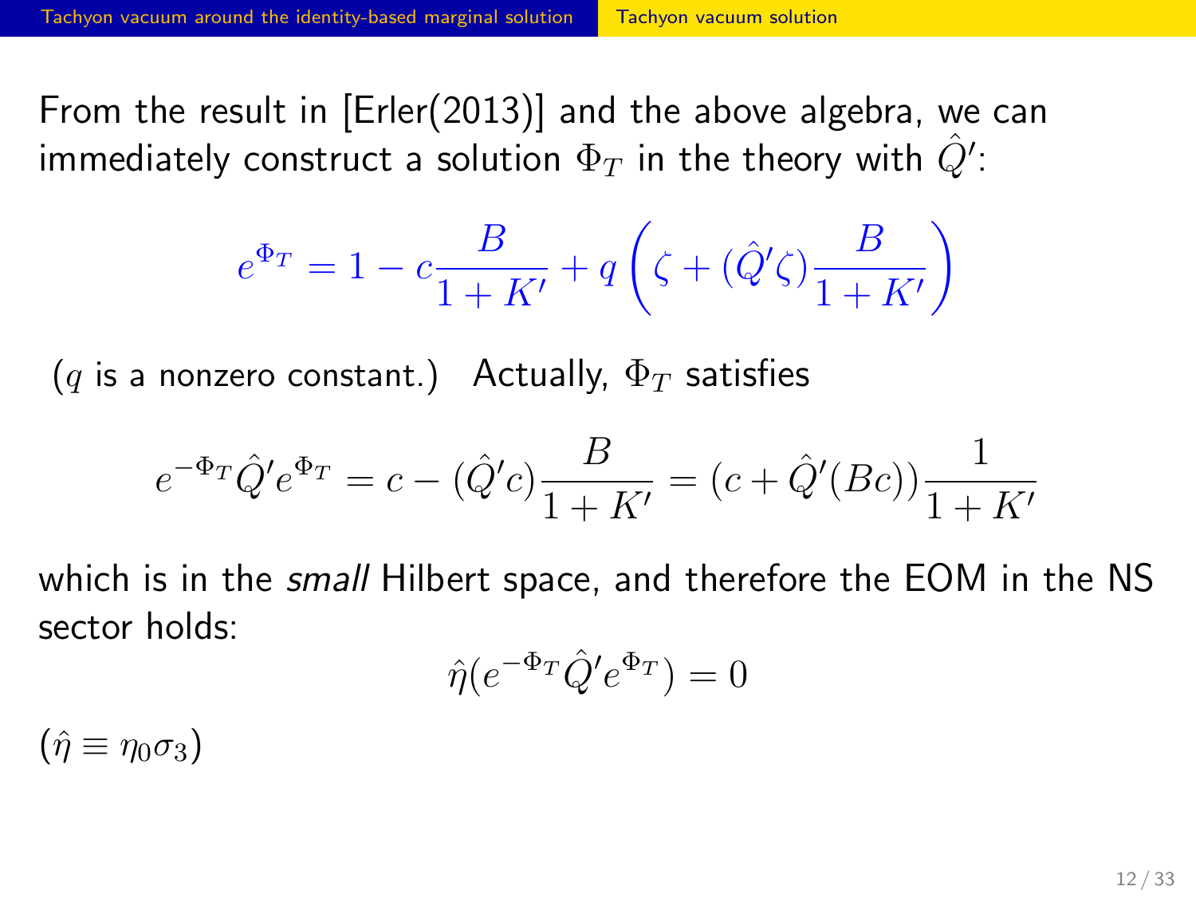From the result in [Erler(2013)] and the above algebra, we can immediately construct a solution $\Phi_T$ in the theory with $\hat{Q}'$:

$$e^{\Phi_T} = 1 - c\frac{B}{1+K'} + q\left(\zeta + (\hat{Q}'\zeta)\frac{B}{1+K'}\right)$$

($q$ is a nonzero constant.) Actually, $\Phi_T$ satisfies

$$e^{-\Phi_T}\hat{Q}'e^{\Phi_T} = c - (\hat{Q}'c)\frac{B}{1+K'} = (c + \hat{Q}'(Bc))\frac{1}{1+K'}$$

which is in the *small* Hilbert space, and therefore the EOM in the NS sector holds:

$$\hat{\eta}(e^{-\Phi_T}\hat{Q}'e^{\Phi_T}) = 0$$

($\hat{\eta} \equiv \eta_0\sigma_3$)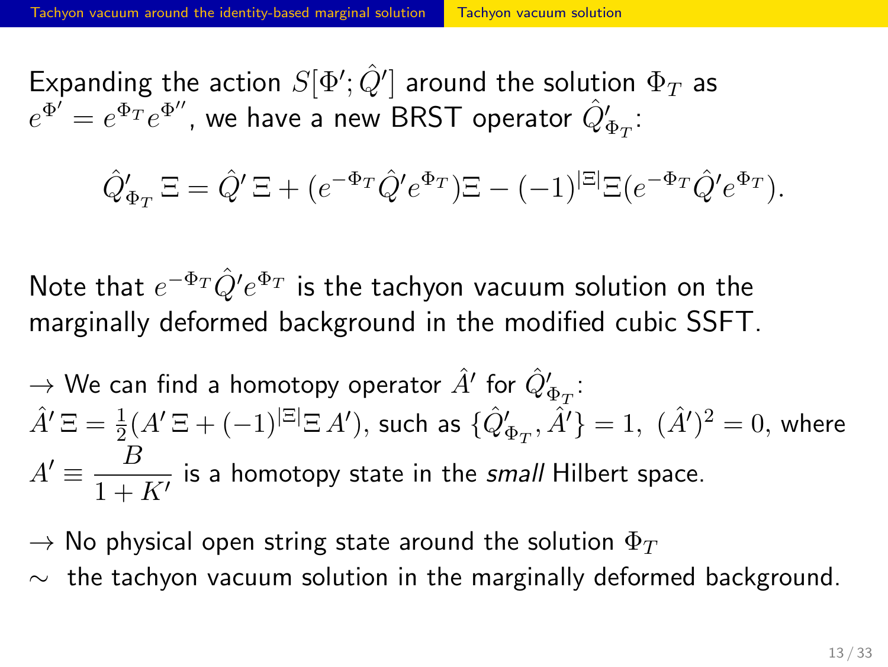Expanding the action $S[\Phi'; \hat{Q}']$ around the solution $\Phi_T$ as $e^{\Phi'} = e^{\Phi_T} e^{\Phi''}$, we have a new BRST operator $\hat{Q}'_{\Phi_T}$:

$$\hat{Q}'_{\Phi_T}\,\Xi = \hat{Q}'\,\Xi + (e^{-\Phi_T}\hat{Q}' e^{\Phi_T})\Xi - (-1)^{|\Xi|}\Xi(e^{-\Phi_T}\hat{Q}' e^{\Phi_T}).$$

Note that $e^{-\Phi_T}\hat{Q}' e^{\Phi_T}$ is the tachyon vacuum solution on the marginally deformed background in the modified cubic SSFT.

$\rightarrow$ We can find a homotopy operator $\hat{A}'$ for $\hat{Q}'_{\Phi_T}$: $\hat{A}'\,\Xi = \frac{1}{2}(A'\,\Xi + (-1)^{|\Xi|}\Xi\,A')$, such as $\{\hat{Q}'_{\Phi_T}, \hat{A}'\} = 1,\ (\hat{A}')^2 = 0$, where $A' \equiv \dfrac{B}{1+K'}$ is a homotopy state in the *small* Hilbert space.

$\rightarrow$ No physical open string state around the solution $\Phi_T$
$\sim$ the tachyon vacuum solution in the marginally deformed background.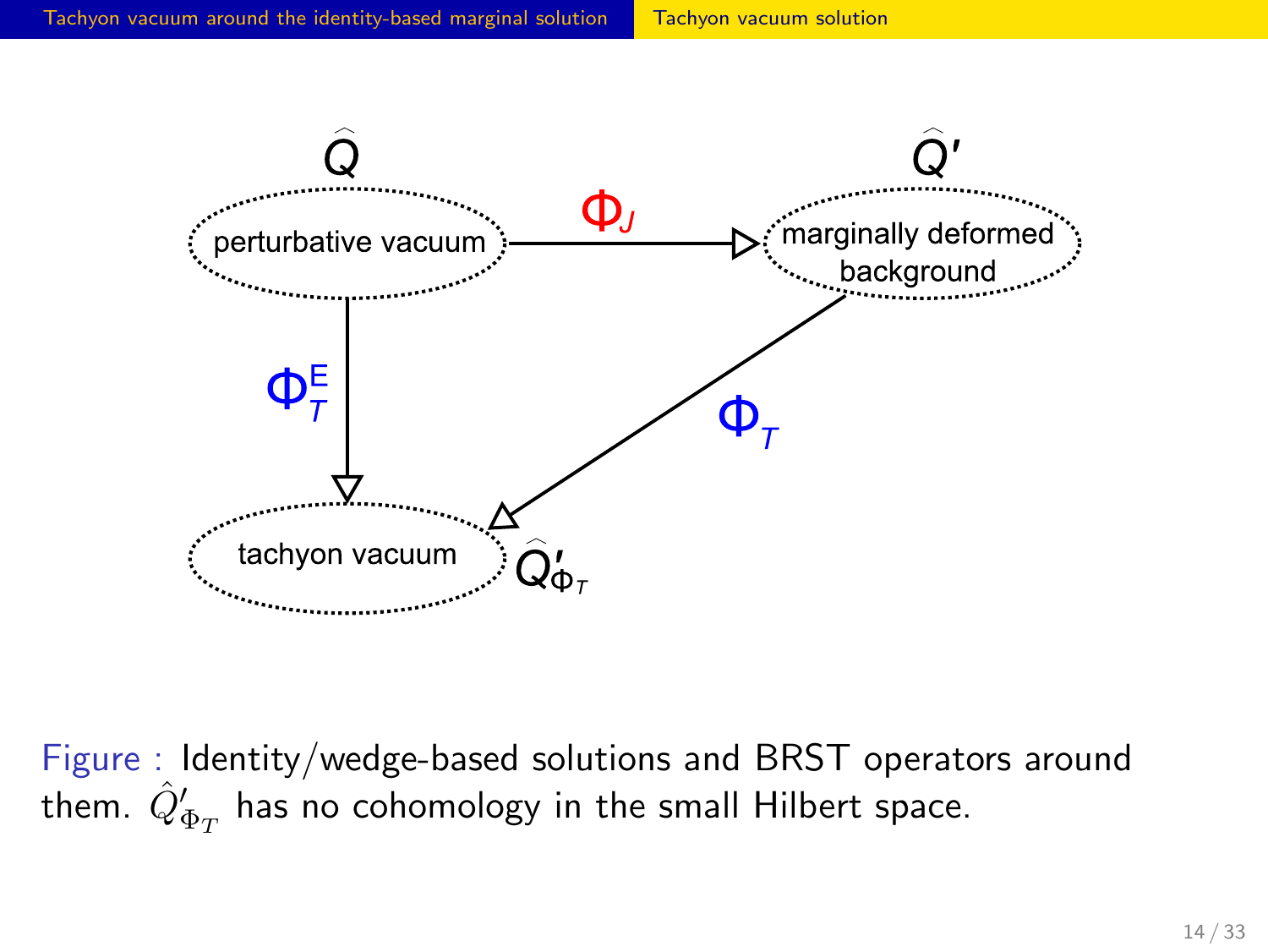$\hat{Q}$

perturbative vacuum

$\Phi_J$

$\hat{Q}'$

marginally deformed background

$\Phi_T^E$

$\Phi_T$

tachyon vacuum

$\hat{Q}'_{\Phi_T}$

Figure : Identity/wedge-based solutions and BRST operators around them. $\hat{Q}'_{\Phi_T}$ has no cohomology in the small Hilbert space.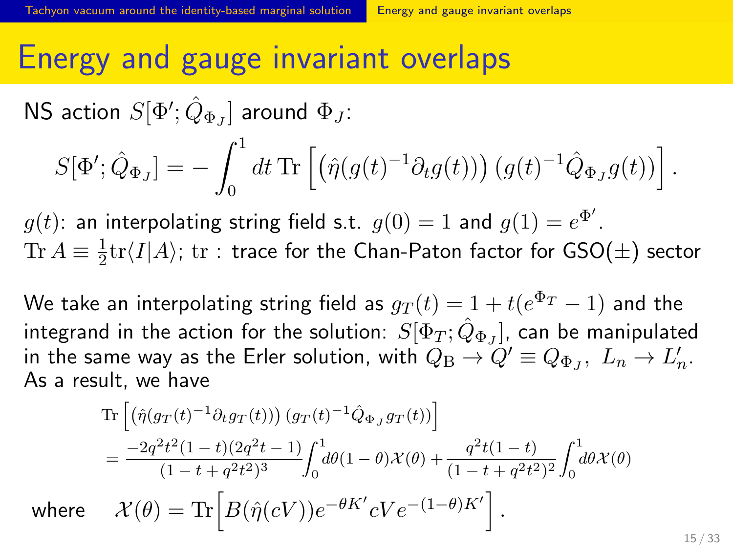# Energy and gauge invariant overlaps

NS action $S[\Phi'; \hat{Q}_{\Phi_J}]$ around $\Phi_J$:

$$S[\Phi'; \hat{Q}_{\Phi_J}] = -\int_0^1 dt\, \mathrm{Tr}\left[\left(\hat{\eta}(g(t)^{-1}\partial_t g(t))\right)\left(g(t)^{-1}\hat{Q}_{\Phi_J} g(t)\right)\right].$$

$g(t)$: an interpolating string field s.t. $g(0) = 1$ and $g(1) = e^{\Phi'}$.
$\mathrm{Tr}\, A \equiv \frac{1}{2}\mathrm{tr}\langle I|A\rangle$; $\mathrm{tr}$ : trace for the Chan-Paton factor for GSO($\pm$) sector

We take an interpolating string field as $g_T(t) = 1 + t(e^{\Phi_T} - 1)$ and the integrand in the action for the solution: $S[\Phi_T; \hat{Q}_{\Phi_J}]$, can be manipulated in the same way as the Erler solution, with $Q_{\mathrm{B}} \to Q' \equiv Q_{\Phi_J},\ L_n \to L'_n$. As a result, we have

$$\begin{aligned}
&\mathrm{Tr}\left[\left(\hat{\eta}(g_T(t)^{-1}\partial_t g_T(t))\right)\left(g_T(t)^{-1}\hat{Q}_{\Phi_J} g_T(t)\right)\right] \\
&= \frac{-2q^2t^2(1-t)(2q^2t-1)}{(1-t+q^2t^2)^3}\int_0^1 d\theta(1-\theta)\mathcal{X}(\theta) + \frac{q^2t(1-t)}{(1-t+q^2t^2)^2}\int_0^1 d\theta\mathcal{X}(\theta)
\end{aligned}$$

where $\quad \mathcal{X}(\theta) = \mathrm{Tr}\Big[B(\hat{\eta}(cV))e^{-\theta K'}cVe^{-(1-\theta)K'}\Big].$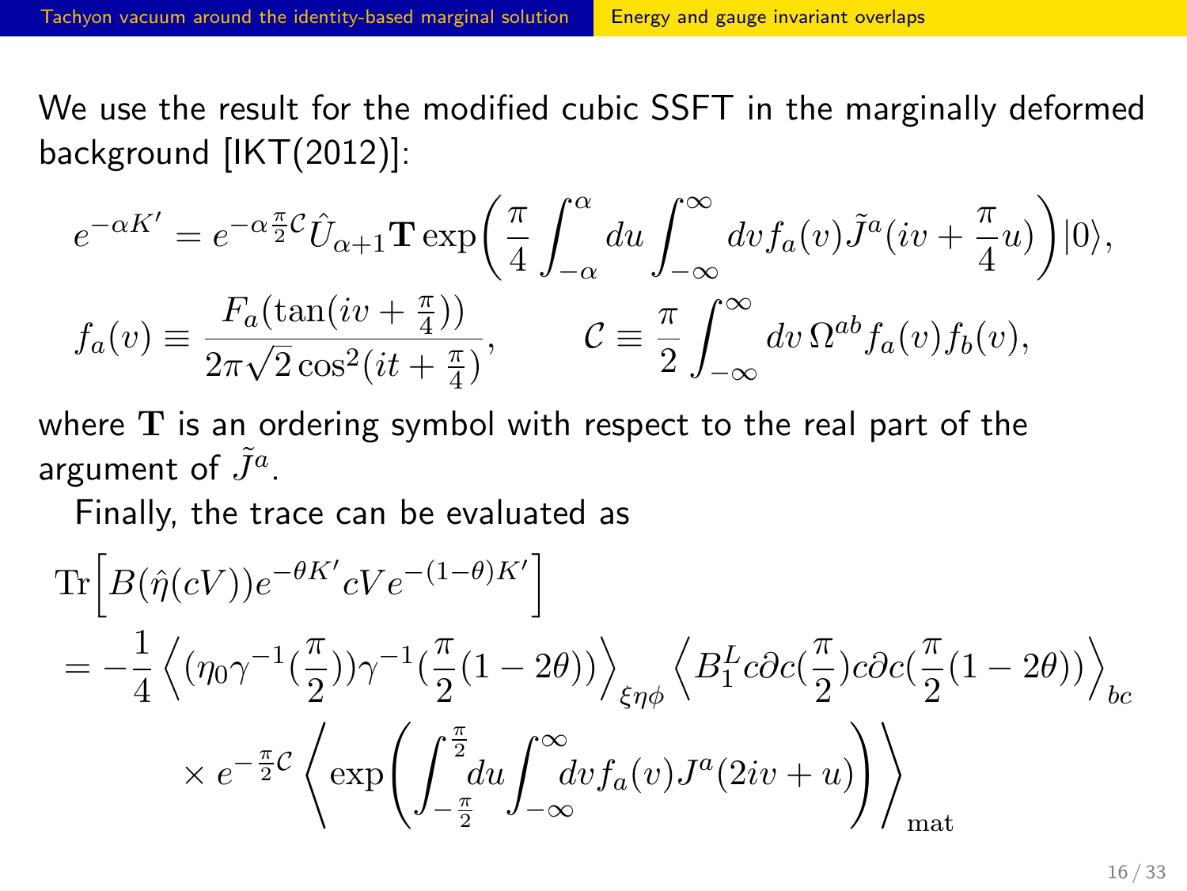We use the result for the modified cubic SSFT in the marginally deformed background [IKT(2012)]:

$$
e^{-\alpha K'} = e^{-\alpha \frac{\pi}{2}\mathcal{C}} \hat{U}_{\alpha+1} \mathbf{T} \exp\biggl( \frac{\pi}{4} \int_{-\alpha}^{\alpha} du \int_{-\infty}^{\infty} dv f_a(v) \tilde{J}^a(iv + \frac{\pi}{4}u) \biggr) |0\rangle,
$$

$$
f_a(v) \equiv \frac{F_a(\tan(iv + \frac{\pi}{4}))}{2\pi\sqrt{2}\cos^2(it + \frac{\pi}{4})}, \qquad \mathcal{C} \equiv \frac{\pi}{2} \int_{-\infty}^{\infty} dv\, \Omega^{ab} f_a(v) f_b(v),
$$

where $\mathbf{T}$ is an ordering symbol with respect to the real part of the argument of $\tilde{J}^a$.

Finally, the trace can be evaluated as

$$
\begin{aligned}
&\mathrm{Tr}\Bigl[ B(\hat{\eta}(cV)) e^{-\theta K'} cV e^{-(1-\theta)K'} \Bigr] \\
&= -\frac{1}{4} \Bigl\langle (\eta_0 \gamma^{-1}(\frac{\pi}{2})) \gamma^{-1}(\frac{\pi}{2}(1-2\theta)) \Bigr\rangle_{\xi\eta\phi} \Bigl\langle B_1^L c\partial c(\frac{\pi}{2}) c\partial c(\frac{\pi}{2}(1-2\theta)) \Bigr\rangle_{bc} \\
&\qquad \times e^{-\frac{\pi}{2}\mathcal{C}} \Biggl\langle \exp\biggl( \int_{-\frac{\pi}{2}}^{\frac{\pi}{2}} du \int_{-\infty}^{\infty} dv f_a(v) J^a(2iv + u) \biggr) \Biggr\rangle_{\mathrm{mat}}
\end{aligned}
$$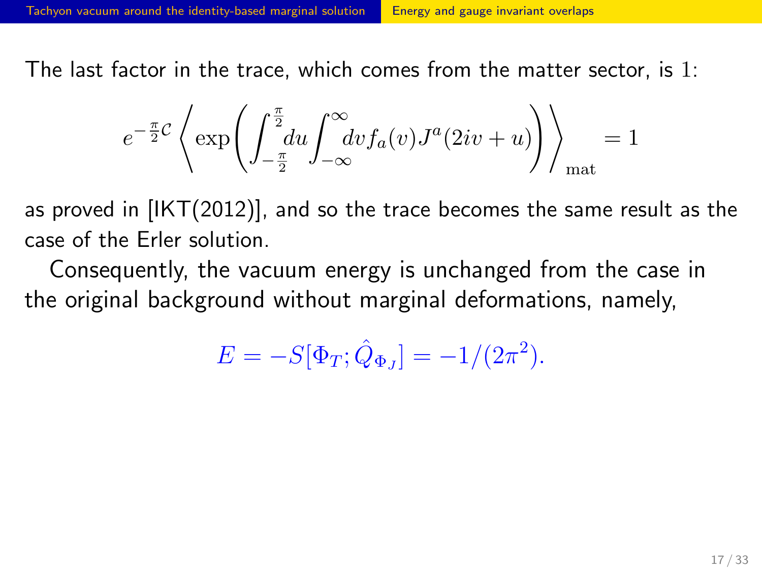The last factor in the trace, which comes from the matter sector, is $1$:

$$e^{-\frac{\pi}{2}\mathcal{C}}\left\langle \exp\left(\int_{-\frac{\pi}{2}}^{\frac{\pi}{2}}du\int_{-\infty}^{\infty}dv f_a(v)J^a(2iv+u)\right)\right\rangle_{\mathrm{mat}}=1$$

as proved in [IKT(2012)], and so the trace becomes the same result as the case of the Erler solution.

Consequently, the vacuum energy is unchanged from the case in the original background without marginal deformations, namely,

$$E=-S[\Phi_T;\hat{Q}_{\Phi_J}]=-1/(2\pi^2).$$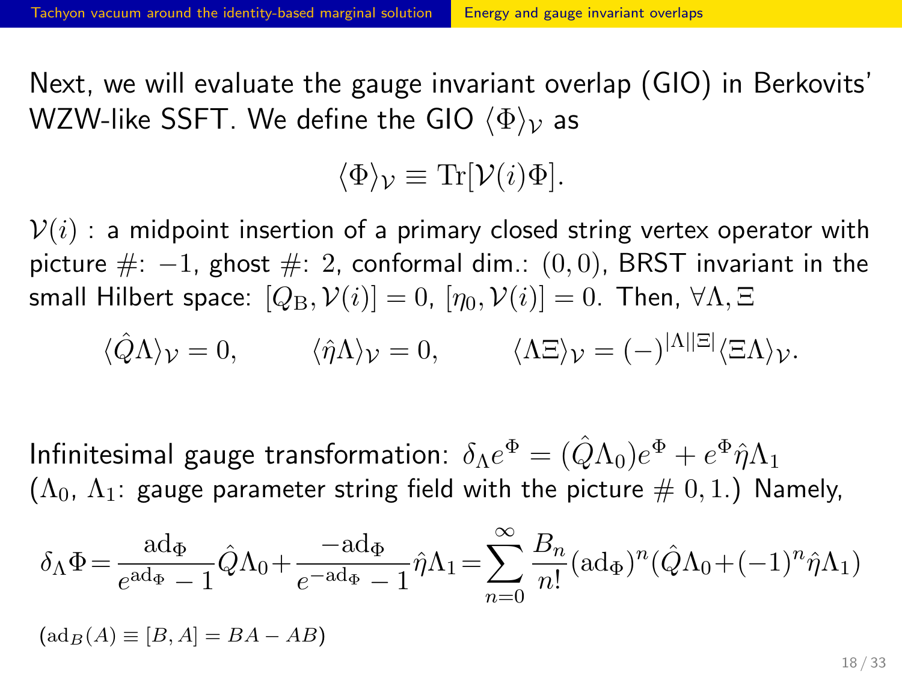Next, we will evaluate the gauge invariant overlap (GIO) in Berkovits' WZW-like SSFT. We define the GIO $\langle\Phi\rangle_{\mathcal{V}}$ as

$$\langle\Phi\rangle_{\mathcal{V}} \equiv \mathrm{Tr}[\mathcal{V}(i)\Phi].$$

$\mathcal{V}(i)$ : a midpoint insertion of a primary closed string vertex operator with picture #: $-1$, ghost #: $2$, conformal dim.: $(0,0)$, BRST invariant in the small Hilbert space: $[Q_{\mathrm{B}},\mathcal{V}(i)]=0$, $[\eta_0,\mathcal{V}(i)]=0$. Then, $\forall\Lambda,\Xi$

$$\langle\hat{Q}\Lambda\rangle_{\mathcal{V}}=0, \qquad \langle\hat{\eta}\Lambda\rangle_{\mathcal{V}}=0, \qquad \langle\Lambda\Xi\rangle_{\mathcal{V}}=(-)^{|\Lambda||\Xi|}\langle\Xi\Lambda\rangle_{\mathcal{V}}.$$

Infinitesimal gauge transformation: $\delta_\Lambda e^\Phi=(\hat{Q}\Lambda_0)e^\Phi+e^\Phi\hat{\eta}\Lambda_1$ ($\Lambda_0$, $\Lambda_1$: gauge parameter string field with the picture # $0,1$.) Namely,

$$\delta_\Lambda\Phi=\frac{\mathrm{ad}_\Phi}{e^{\mathrm{ad}_\Phi}-1}\hat{Q}\Lambda_0+\frac{-\mathrm{ad}_\Phi}{e^{-\mathrm{ad}_\Phi}-1}\hat{\eta}\Lambda_1=\sum_{n=0}^{\infty}\frac{B_n}{n!}(\mathrm{ad}_\Phi)^n(\hat{Q}\Lambda_0+(-1)^n\hat{\eta}\Lambda_1)$$

$(\mathrm{ad}_B(A)\equiv[B,A]=BA-AB)$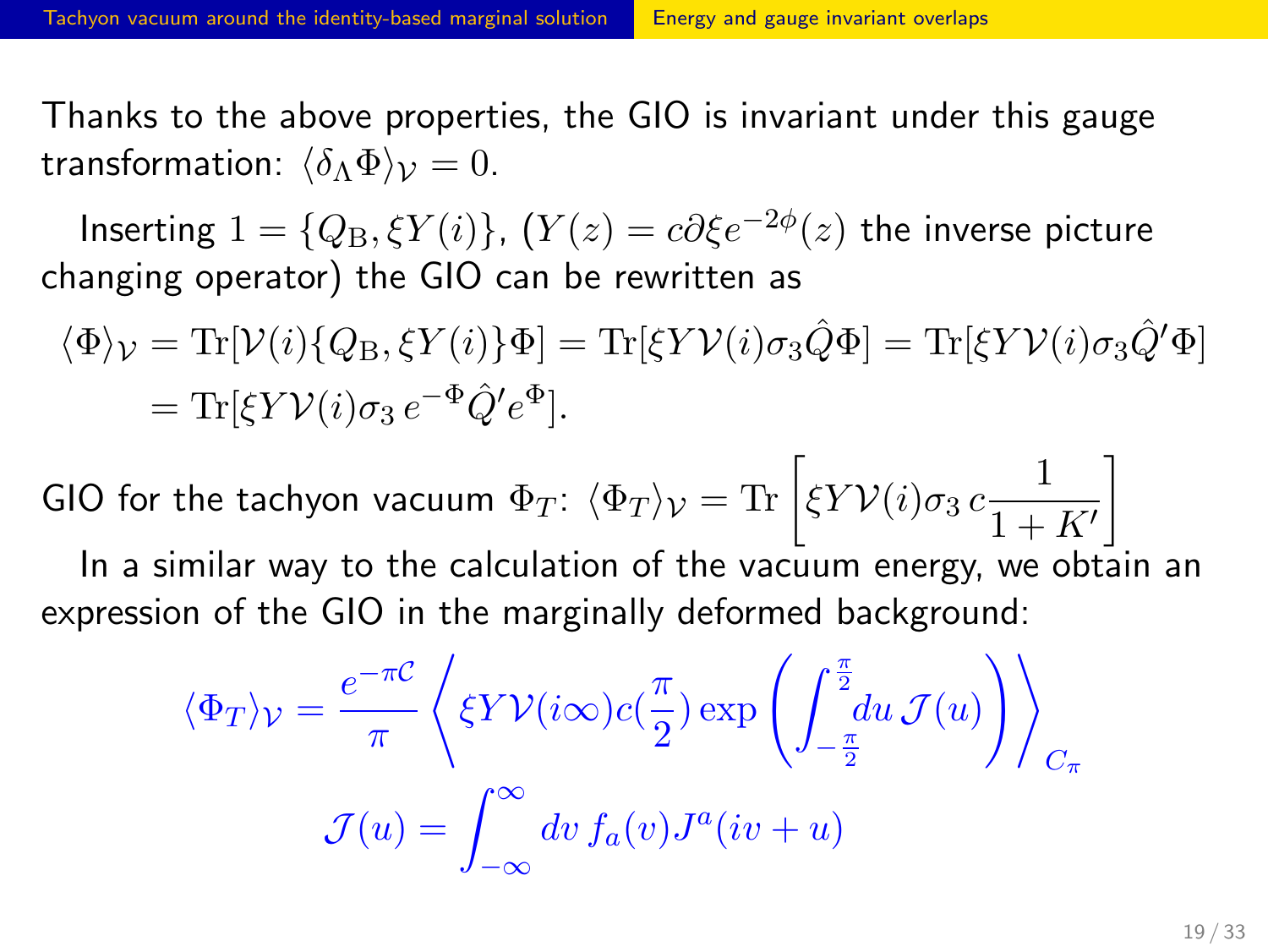Thanks to the above properties, the GIO is invariant under this gauge transformation: $\langle \delta_\Lambda \Phi \rangle_{\mathcal{V}} = 0$.

Inserting $1 = \{Q_{\rm B}, \xi Y(i)\}$, ($Y(z) = c\partial\xi e^{-2\phi}(z)$ the inverse picture changing operator) the GIO can be rewritten as

$$
\begin{aligned}
\langle \Phi \rangle_{\mathcal{V}} &= \mathrm{Tr}[\mathcal{V}(i)\{Q_{\rm B}, \xi Y(i)\}\Phi] = \mathrm{Tr}[\xi Y \mathcal{V}(i)\sigma_3 \hat{Q}\Phi] = \mathrm{Tr}[\xi Y \mathcal{V}(i)\sigma_3 \hat{Q}'\Phi] \\
&= \mathrm{Tr}[\xi Y \mathcal{V}(i)\sigma_3\, e^{-\Phi}\hat{Q}' e^{\Phi}].
\end{aligned}
$$

GIO for the tachyon vacuum $\Phi_T$: $\langle \Phi_T \rangle_{\mathcal{V}} = \mathrm{Tr}\left[\xi Y \mathcal{V}(i)\sigma_3\, c\frac{1}{1+K'}\right]$

In a similar way to the calculation of the vacuum energy, we obtain an expression of the GIO in the marginally deformed background:

$$
\langle \Phi_T \rangle_{\mathcal{V}} = \frac{e^{-\pi \mathcal{C}}}{\pi}\left\langle \xi Y \mathcal{V}(i\infty) c(\frac{\pi}{2}) \exp\left(\int_{-\frac{\pi}{2}}^{\frac{\pi}{2}} du\, \mathcal{J}(u)\right)\right\rangle_{C_\pi}
$$

$$
\mathcal{J}(u) = \int_{-\infty}^{\infty} dv\, f_a(v) J^a(iv+u)
$$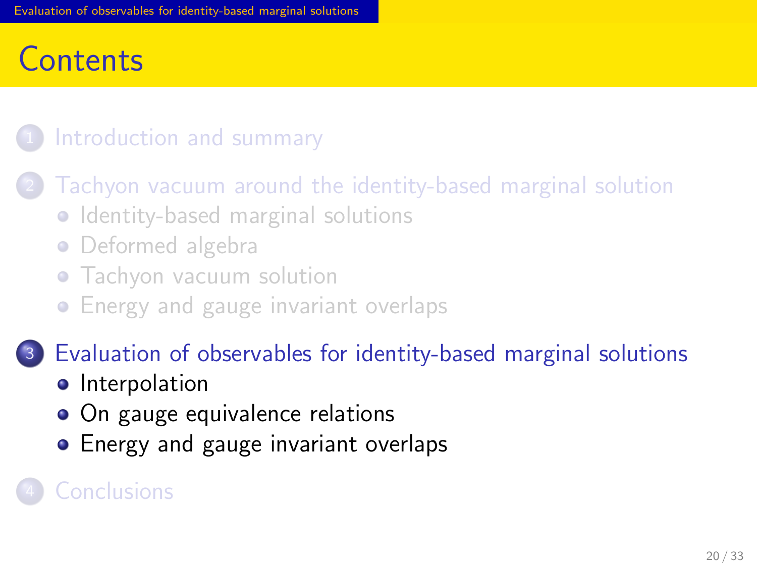# Contents

1. Introduction and summary

2. Tachyon vacuum around the identity-based marginal solution
   - Identity-based marginal solutions
   - Deformed algebra
   - Tachyon vacuum solution
   - Energy and gauge invariant overlaps

3. Evaluation of observables for identity-based marginal solutions
   - Interpolation
   - On gauge equivalence relations
   - Energy and gauge invariant overlaps

4. Conclusions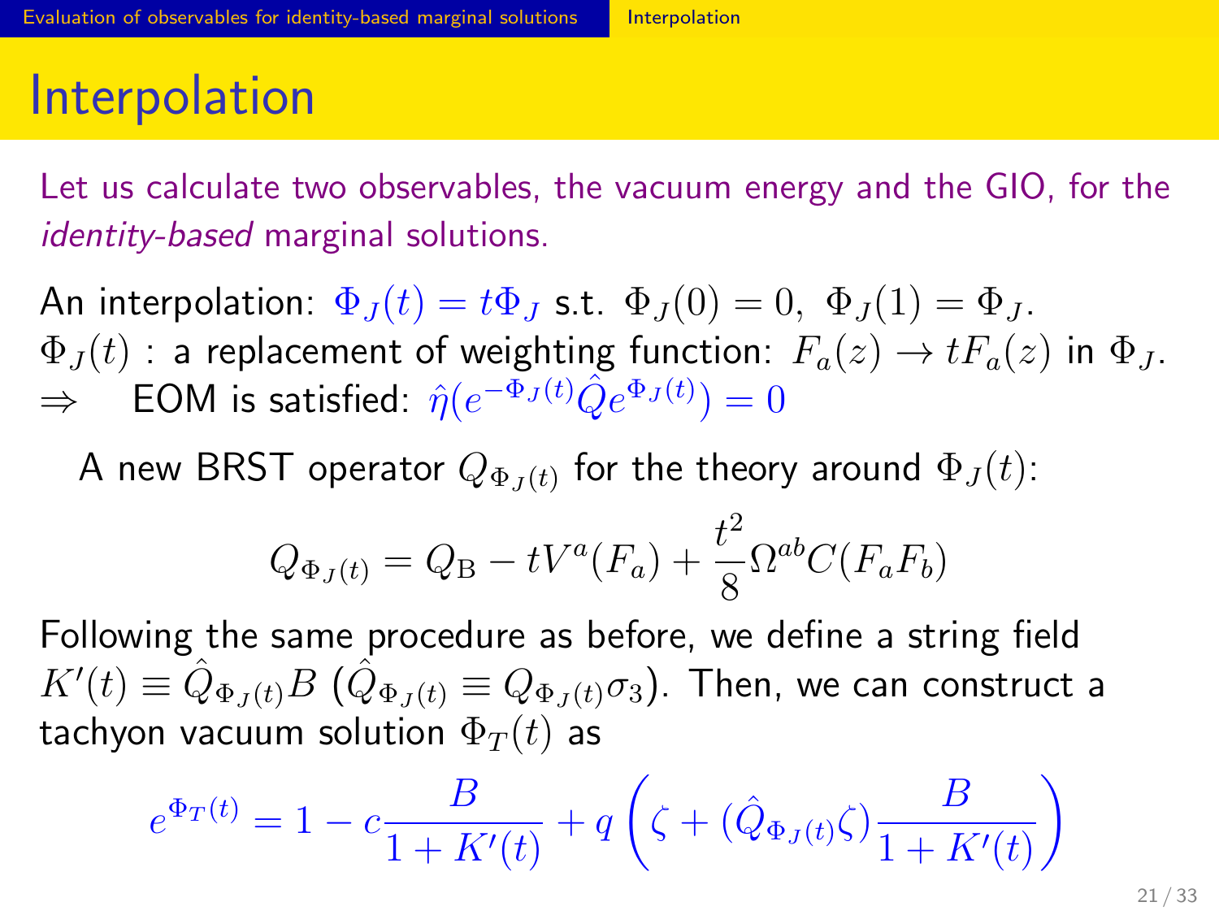# Interpolation

Let us calculate two observables, the vacuum energy and the GIO, for the *identity-based* marginal solutions.

An interpolation: $\Phi_J(t) = t\Phi_J$ s.t. $\Phi_J(0) = 0,\ \Phi_J(1) = \Phi_J$.
$\Phi_J(t)$ : a replacement of weighting function: $F_a(z) \to tF_a(z)$ in $\Phi_J$.
$\Rightarrow$ EOM is satisfied: $\hat{\eta}(e^{-\Phi_J(t)}\hat{Q}e^{\Phi_J(t)}) = 0$

A new BRST operator $Q_{\Phi_J(t)}$ for the theory around $\Phi_J(t)$:

$$Q_{\Phi_J(t)} = Q_{\rm B} - tV^a(F_a) + \frac{t^2}{8}\Omega^{ab}C(F_aF_b)$$

Following the same procedure as before, we define a string field $K'(t) \equiv \hat{Q}_{\Phi_J(t)}B$ ($\hat{Q}_{\Phi_J(t)} \equiv Q_{\Phi_J(t)}\sigma_3$). Then, we can construct a tachyon vacuum solution $\Phi_T(t)$ as

$$e^{\Phi_T(t)} = 1 - c\frac{B}{1+K'(t)} + q\left(\zeta + (\hat{Q}_{\Phi_J(t)}\zeta)\frac{B}{1+K'(t)}\right)$$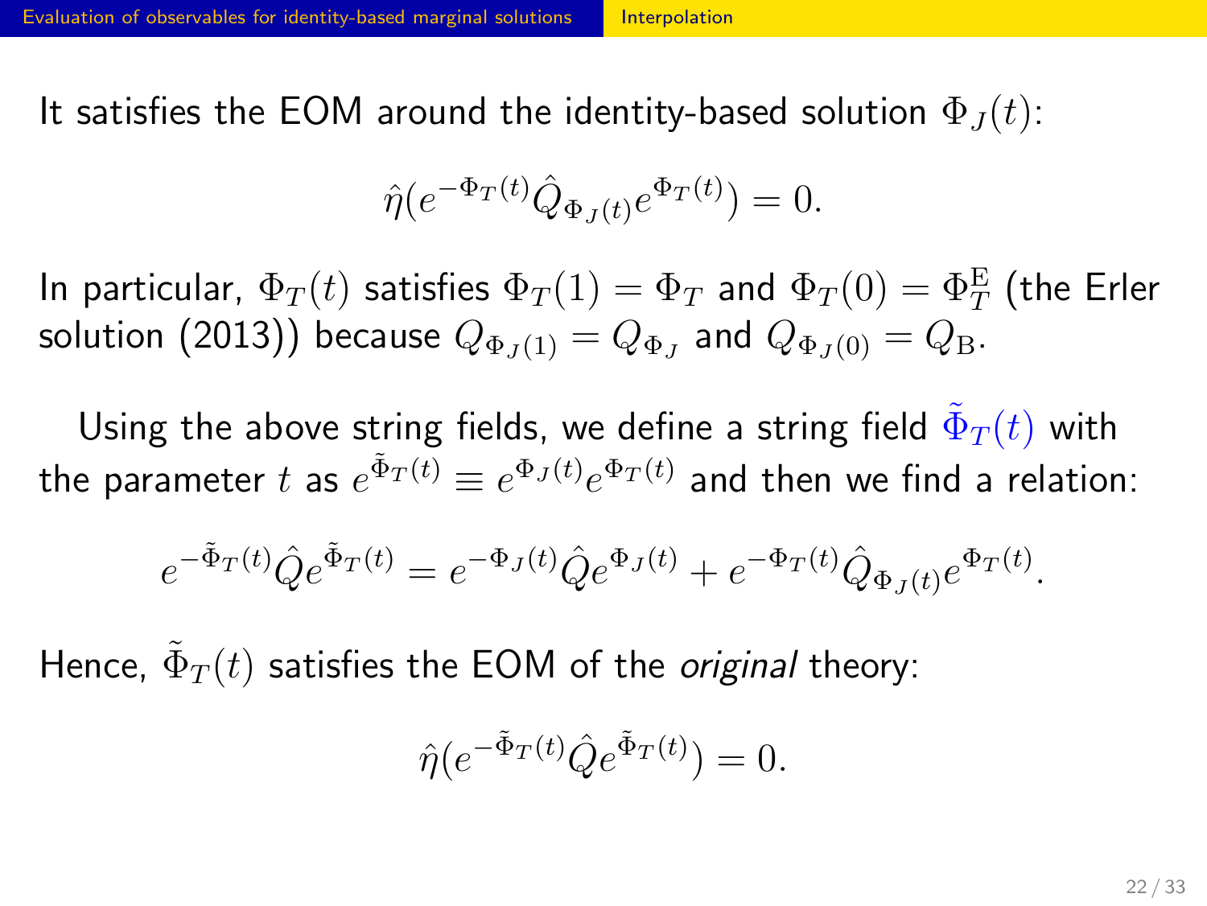It satisfies the EOM around the identity-based solution $\Phi_J(t)$:

$$\hat{\eta}(e^{-\Phi_T(t)}\hat{Q}_{\Phi_J(t)}e^{\Phi_T(t)}) = 0.$$

In particular, $\Phi_T(t)$ satisfies $\Phi_T(1) = \Phi_T$ and $\Phi_T(0) = \Phi_T^{\mathrm{E}}$ (the Erler solution (2013)) because $Q_{\Phi_J(1)} = Q_{\Phi_J}$ and $Q_{\Phi_J(0)} = Q_{\mathrm{B}}$.

Using the above string fields, we define a string field $\tilde{\Phi}_T(t)$ with the parameter $t$ as $e^{\tilde{\Phi}_T(t)} \equiv e^{\Phi_J(t)}e^{\Phi_T(t)}$ and then we find a relation:

$$e^{-\tilde{\Phi}_T(t)}\hat{Q}e^{\tilde{\Phi}_T(t)} = e^{-\Phi_J(t)}\hat{Q}e^{\Phi_J(t)} + e^{-\Phi_T(t)}\hat{Q}_{\Phi_J(t)}e^{\Phi_T(t)}.$$

Hence, $\tilde{\Phi}_T(t)$ satisfies the EOM of the *original* theory:

$$\hat{\eta}(e^{-\tilde{\Phi}_T(t)}\hat{Q}e^{\tilde{\Phi}_T(t)}) = 0.$$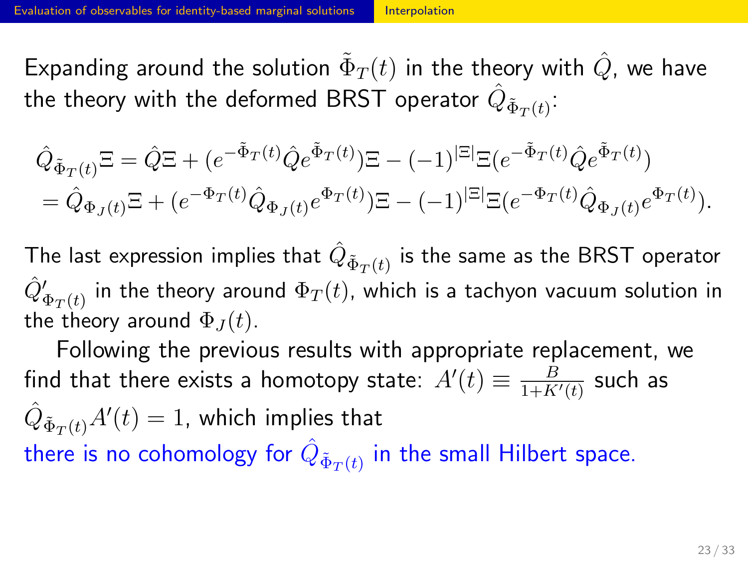Expanding around the solution $\tilde{\Phi}_T(t)$ in the theory with $\hat{Q}$, we have the theory with the deformed BRST operator $\hat{Q}_{\tilde{\Phi}_T(t)}$:

$$
\begin{aligned}
\hat{Q}_{\tilde{\Phi}_T(t)}\Xi &= \hat{Q}\Xi + (e^{-\tilde{\Phi}_T(t)}\hat{Q}e^{\tilde{\Phi}_T(t)})\Xi - (-1)^{|\Xi|}\Xi(e^{-\tilde{\Phi}_T(t)}\hat{Q}e^{\tilde{\Phi}_T(t)}) \\
&= \hat{Q}_{\Phi_J(t)}\Xi + (e^{-\Phi_T(t)}\hat{Q}_{\Phi_J(t)}e^{\Phi_T(t)})\Xi - (-1)^{|\Xi|}\Xi(e^{-\Phi_T(t)}\hat{Q}_{\Phi_J(t)}e^{\Phi_T(t)}).
\end{aligned}
$$

The last expression implies that $\hat{Q}_{\tilde{\Phi}_T(t)}$ is the same as the BRST operator $\hat{Q}'_{\Phi_T(t)}$ in the theory around $\Phi_T(t)$, which is a tachyon vacuum solution in the theory around $\Phi_J(t)$.

Following the previous results with appropriate replacement, we find that there exists a homotopy state: $A'(t) \equiv \frac{B}{1+K'(t)}$ such as $\hat{Q}_{\tilde{\Phi}_T(t)}A'(t) = 1$, which implies that

there is no cohomology for $\hat{Q}_{\tilde{\Phi}_T(t)}$ in the small Hilbert space.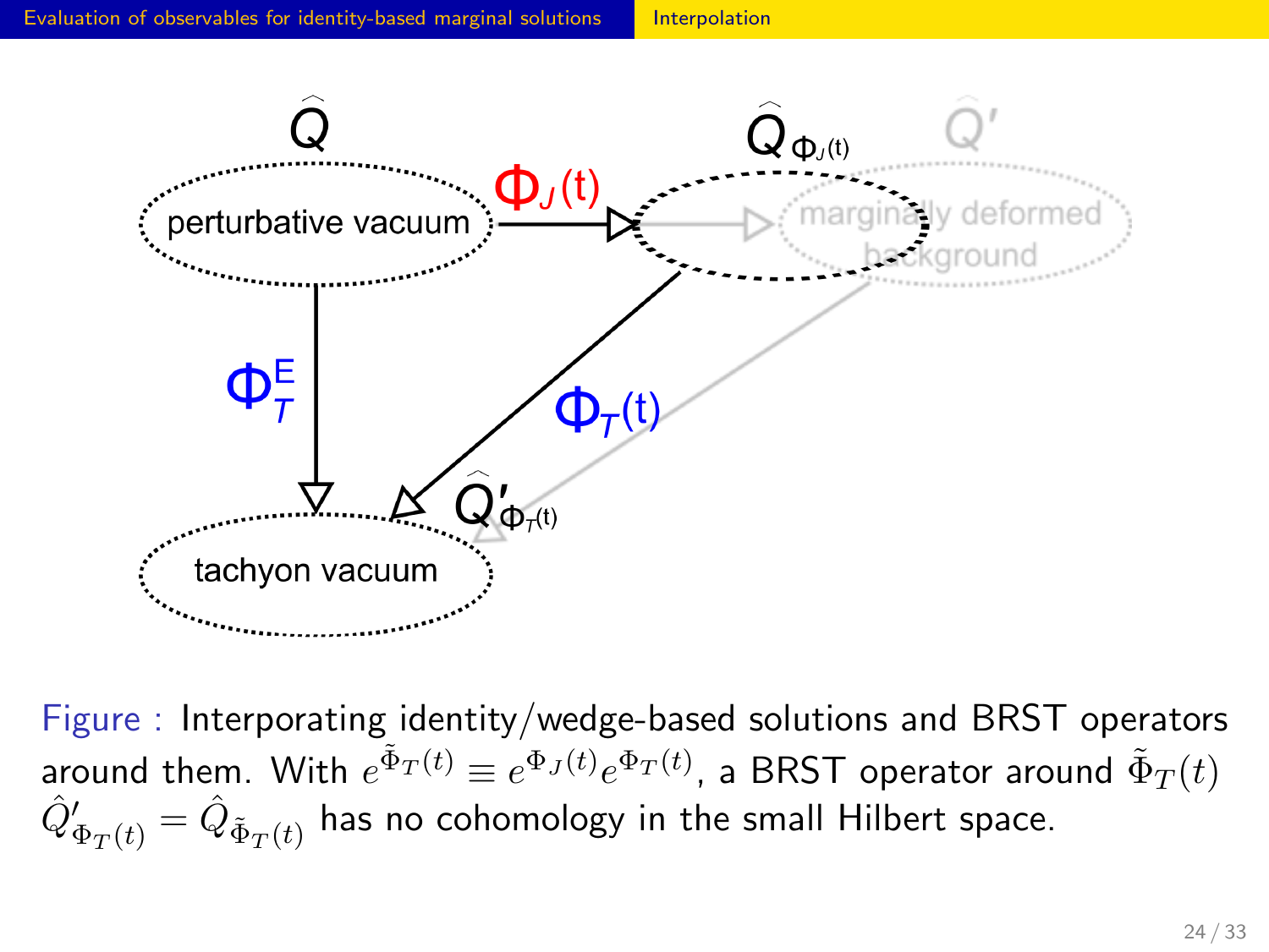perturbative vacuum

$\hat{Q}$

$\Phi_J(t)$

$\hat{Q}_{\Phi_J(t)}$

$\hat{Q}'$

marginally deformed background

$\Phi_T^E$

$\Phi_T(t)$

$\hat{Q}'_{\Phi_T(t)}$

tachyon vacuum

Figure : Interporating identity/wedge-based solutions and BRST operators around them. With $e^{\tilde{\Phi}_T(t)} \equiv e^{\Phi_J(t)} e^{\Phi_T(t)}$, a BRST operator around $\tilde{\Phi}_T(t)$ $\hat{Q}'_{\Phi_T(t)} = \hat{Q}_{\tilde{\Phi}_T(t)}$ has no cohomology in the small Hilbert space.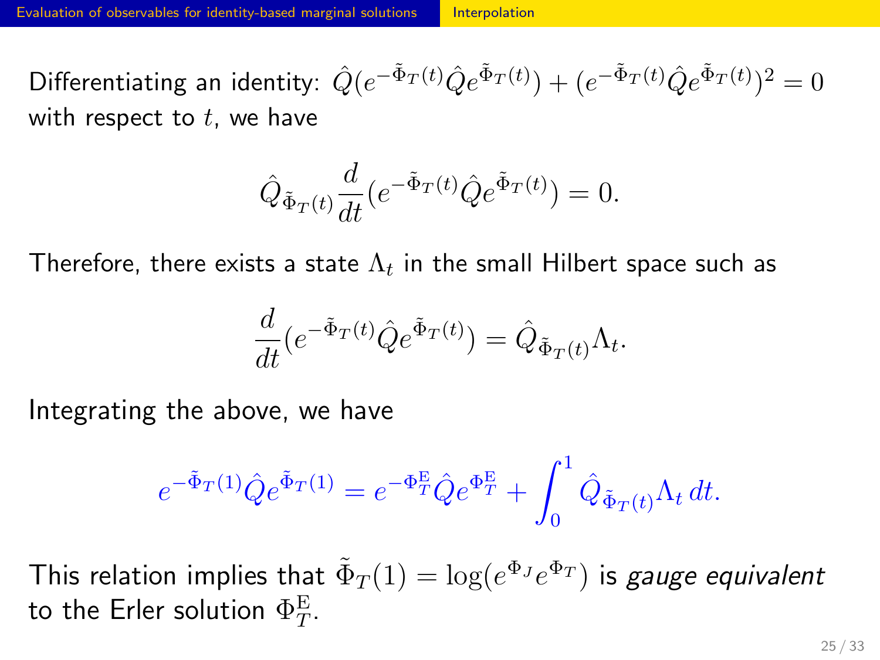Differentiating an identity: $\hat{Q}(e^{-\tilde{\Phi}_T(t)}\hat{Q}e^{\tilde{\Phi}_T(t)}) + (e^{-\tilde{\Phi}_T(t)}\hat{Q}e^{\tilde{\Phi}_T(t)})^2 = 0$ with respect to $t$, we have

$$\hat{Q}_{\tilde{\Phi}_T(t)}\frac{d}{dt}(e^{-\tilde{\Phi}_T(t)}\hat{Q}e^{\tilde{\Phi}_T(t)}) = 0.$$

Therefore, there exists a state $\Lambda_t$ in the small Hilbert space such as

$$\frac{d}{dt}(e^{-\tilde{\Phi}_T(t)}\hat{Q}e^{\tilde{\Phi}_T(t)}) = \hat{Q}_{\tilde{\Phi}_T(t)}\Lambda_t.$$

Integrating the above, we have

$$e^{-\tilde{\Phi}_T(1)}\hat{Q}e^{\tilde{\Phi}_T(1)} = e^{-\Phi_T^{\mathrm{E}}}\hat{Q}e^{\Phi_T^{\mathrm{E}}} + \int_0^1 \hat{Q}_{\tilde{\Phi}_T(t)}\Lambda_t\,dt.$$

This relation implies that $\tilde{\Phi}_T(1) = \log(e^{\Phi_J}e^{\Phi_T})$ is *gauge equivalent* to the Erler solution $\Phi_T^{\mathrm{E}}$.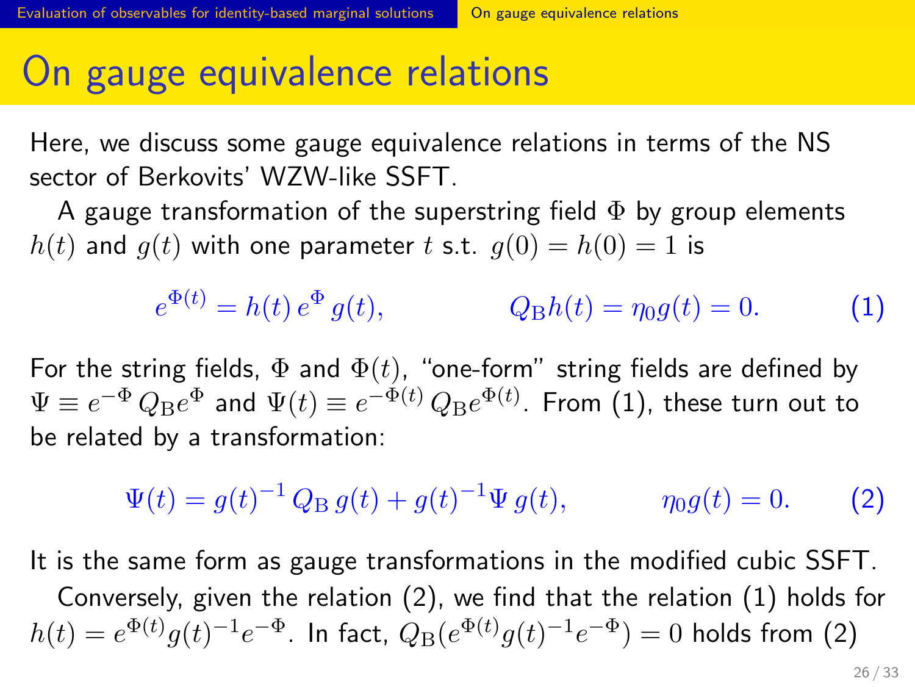# On gauge equivalence relations

Here, we discuss some gauge equivalence relations in terms of the NS sector of Berkovits' WZW-like SSFT.

A gauge transformation of the superstring field $\Phi$ by group elements $h(t)$ and $g(t)$ with one parameter $t$ s.t. $g(0) = h(0) = 1$ is

$$e^{\Phi(t)} = h(t)\, e^{\Phi}\, g(t), \qquad\qquad Q_{\rm B} h(t) = \eta_0 g(t) = 0. \tag{1}$$

For the string fields, $\Phi$ and $\Phi(t)$, "one-form" string fields are defined by $\Psi \equiv e^{-\Phi}\, Q_{\rm B} e^{\Phi}$ and $\Psi(t) \equiv e^{-\Phi(t)}\, Q_{\rm B} e^{\Phi(t)}$. From (1), these turn out to be related by a transformation:

$$\Psi(t) = g(t)^{-1}\, Q_{\rm B}\, g(t) + g(t)^{-1} \Psi\, g(t), \qquad\qquad \eta_0 g(t) = 0. \tag{2}$$

It is the same form as gauge transformations in the modified cubic SSFT.

Conversely, given the relation (2), we find that the relation (1) holds for $h(t) = e^{\Phi(t)} g(t)^{-1} e^{-\Phi}$. In fact, $Q_{\rm B}(e^{\Phi(t)} g(t)^{-1} e^{-\Phi}) = 0$ holds from (2)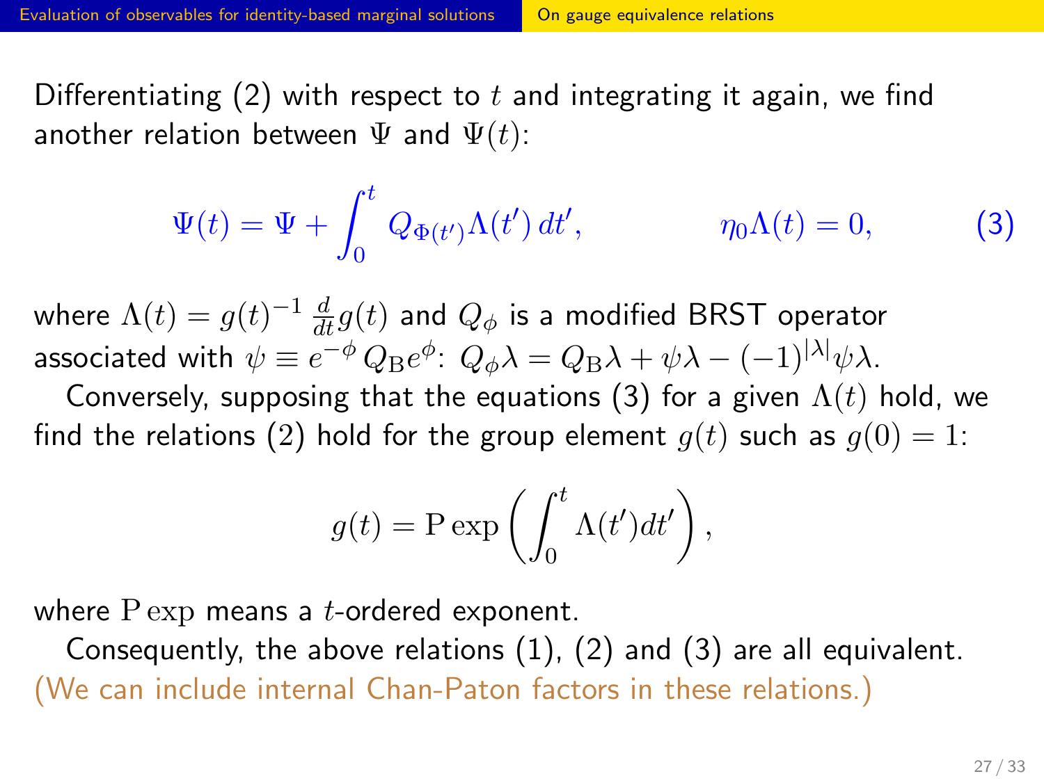Differentiating (2) with respect to $t$ and integrating it again, we find another relation between $\Psi$ and $\Psi(t)$:

$$\Psi(t) = \Psi + \int_0^t Q_{\Phi(t')}\Lambda(t')\,dt', \qquad\qquad \eta_0\Lambda(t) = 0, \tag{3}$$

where $\Lambda(t) = g(t)^{-1}\,\frac{d}{dt}g(t)$ and $Q_\phi$ is a modified BRST operator associated with $\psi \equiv e^{-\phi}\,Q_{\rm B}e^{\phi}$: $Q_\phi\lambda = Q_{\rm B}\lambda + \psi\lambda - (-1)^{|\lambda|}\psi\lambda$.

Conversely, supposing that the equations (3) for a given $\Lambda(t)$ hold, we find the relations (2) hold for the group element $g(t)$ such as $g(0) = 1$:

$$g(t) = \mathrm{P}\exp\left(\int_0^t \Lambda(t')dt'\right),$$

where $\mathrm{P}\exp$ means a $t$-ordered exponent.

Consequently, the above relations (1), (2) and (3) are all equivalent. (We can include internal Chan-Paton factors in these relations.)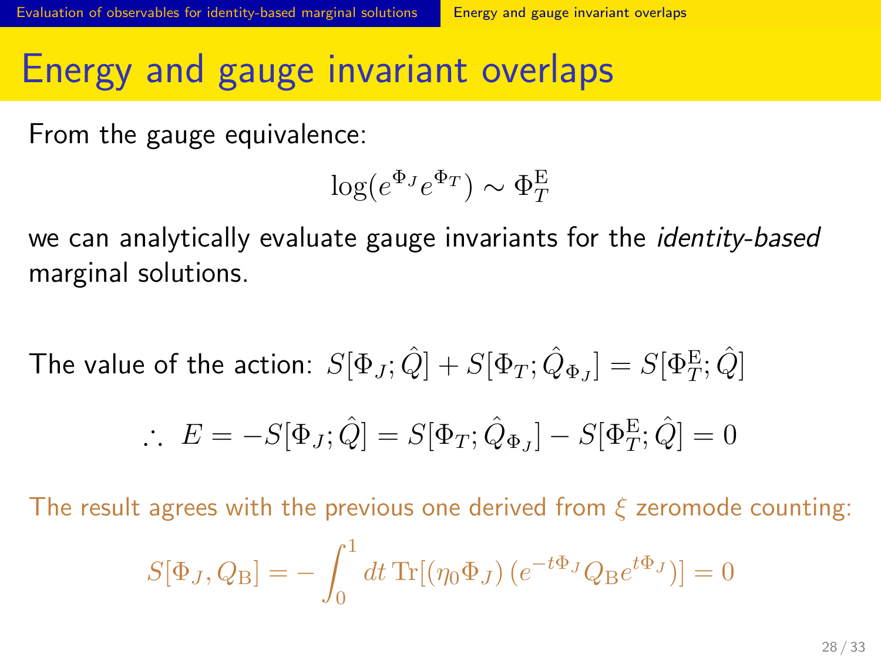# Energy and gauge invariant overlaps

From the gauge equivalence:

$$\log(e^{\Phi_J} e^{\Phi_T}) \sim \Phi_T^{\mathrm{E}}$$

we can analytically evaluate gauge invariants for the *identity-based* marginal solutions.

The value of the action: $S[\Phi_J; \hat{Q}] + S[\Phi_T; \hat{Q}_{\Phi_J}] = S[\Phi_T^{\mathrm{E}}; \hat{Q}]$

$$\therefore\ E = -S[\Phi_J; \hat{Q}] = S[\Phi_T; \hat{Q}_{\Phi_J}] - S[\Phi_T^{\mathrm{E}}; \hat{Q}] = 0$$

The result agrees with the previous one derived from $\xi$ zeromode counting:

$$S[\Phi_J, Q_{\mathrm{B}}] = -\int_0^1 dt\, \mathrm{Tr}[(\eta_0 \Phi_J)\, (e^{-t\Phi_J} Q_{\mathrm{B}} e^{t\Phi_J})] = 0$$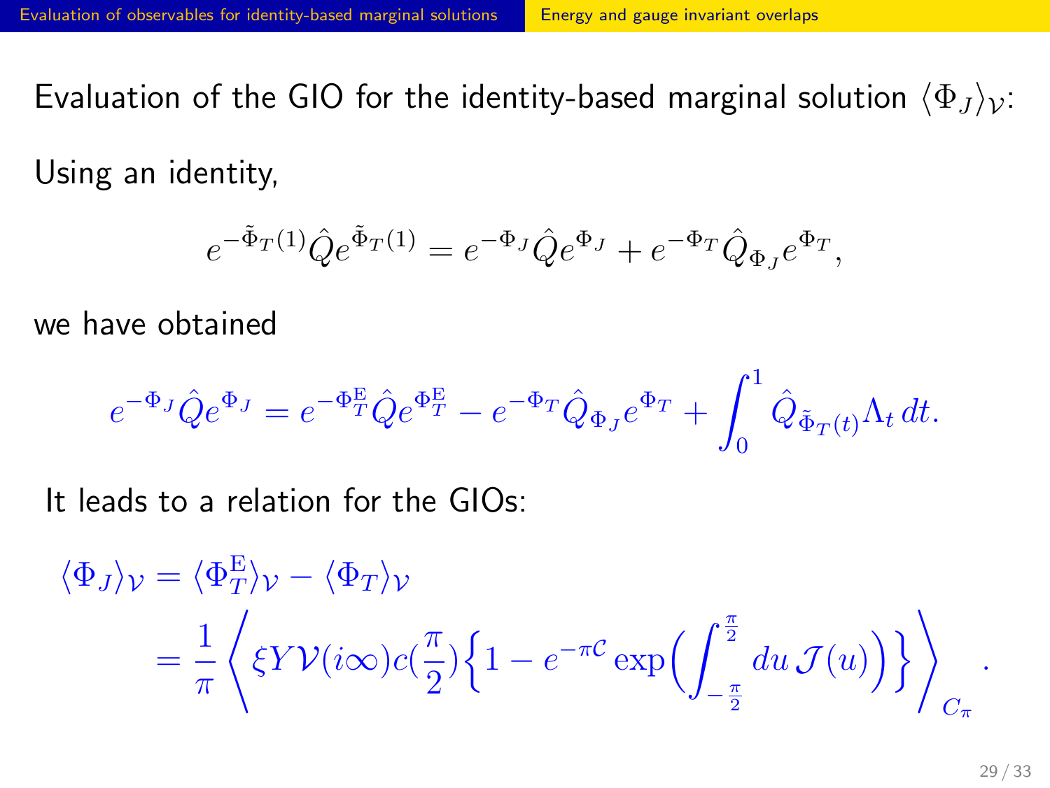Evaluation of the GIO for the identity-based marginal solution $\langle \Phi_J \rangle_{\mathcal{V}}$:

Using an identity,

$$e^{-\tilde{\Phi}_T(1)} \hat{Q} e^{\tilde{\Phi}_T(1)} = e^{-\Phi_J} \hat{Q} e^{\Phi_J} + e^{-\Phi_T} \hat{Q}_{\Phi_J} e^{\Phi_T},$$

we have obtained

$$e^{-\Phi_J} \hat{Q} e^{\Phi_J} = e^{-\Phi_T^{\rm E}} \hat{Q} e^{\Phi_T^{\rm E}} - e^{-\Phi_T} \hat{Q}_{\Phi_J} e^{\Phi_T} + \int_0^1 \hat{Q}_{\tilde{\Phi}_T(t)} \Lambda_t \, dt.$$

It leads to a relation for the GIOs:

$$\begin{aligned}
\langle \Phi_J \rangle_{\mathcal{V}} &= \langle \Phi_T^{\rm E} \rangle_{\mathcal{V}} - \langle \Phi_T \rangle_{\mathcal{V}} \\
&= \frac{1}{\pi} \left\langle \xi Y \mathcal{V}(i\infty) c(\frac{\pi}{2}) \Big\{ 1 - e^{-\pi \mathcal{C}} \exp\Big( \int_{-\frac{\pi}{2}}^{\frac{\pi}{2}} du \, \mathcal{J}(u) \Big) \Big\} \right\rangle_{C_\pi}.
\end{aligned}$$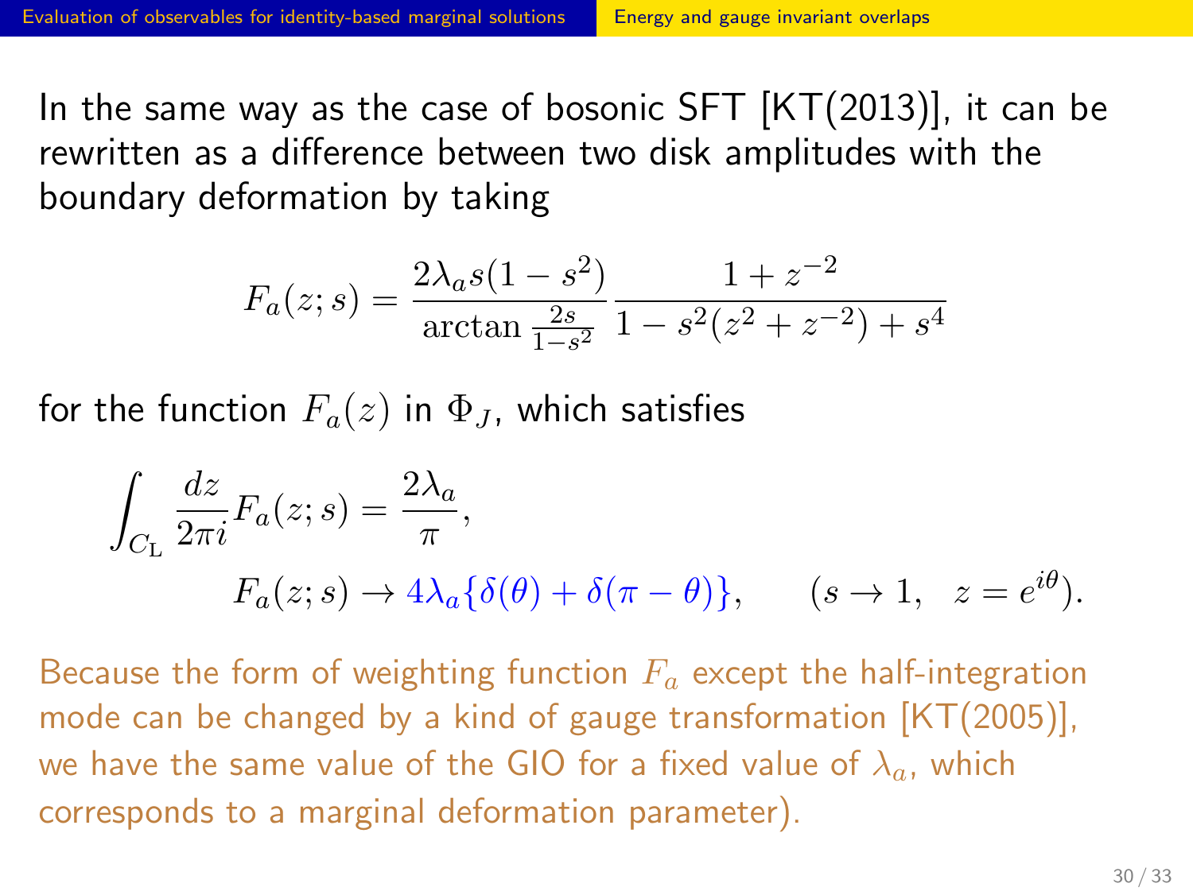In the same way as the case of bosonic SFT [KT(2013)], it can be rewritten as a difference between two disk amplitudes with the boundary deformation by taking

$$F_a(z;s) = \frac{2\lambda_a s(1-s^2)}{\arctan\frac{2s}{1-s^2}} \frac{1+z^{-2}}{1-s^2(z^2+z^{-2})+s^4}$$

for the function $F_a(z)$ in $\Phi_J$, which satisfies

$$\int_{C_{\rm L}} \frac{dz}{2\pi i} F_a(z;s) = \frac{2\lambda_a}{\pi},$$

$$F_a(z;s) \to 4\lambda_a\{\delta(\theta)+\delta(\pi-\theta)\}, \qquad (s\to 1, \quad z=e^{i\theta}).$$

Because the form of weighting function $F_a$ except the half-integration mode can be changed by a kind of gauge transformation [KT(2005)], we have the same value of the GIO for a fixed value of $\lambda_a$, which corresponds to a marginal deformation parameter).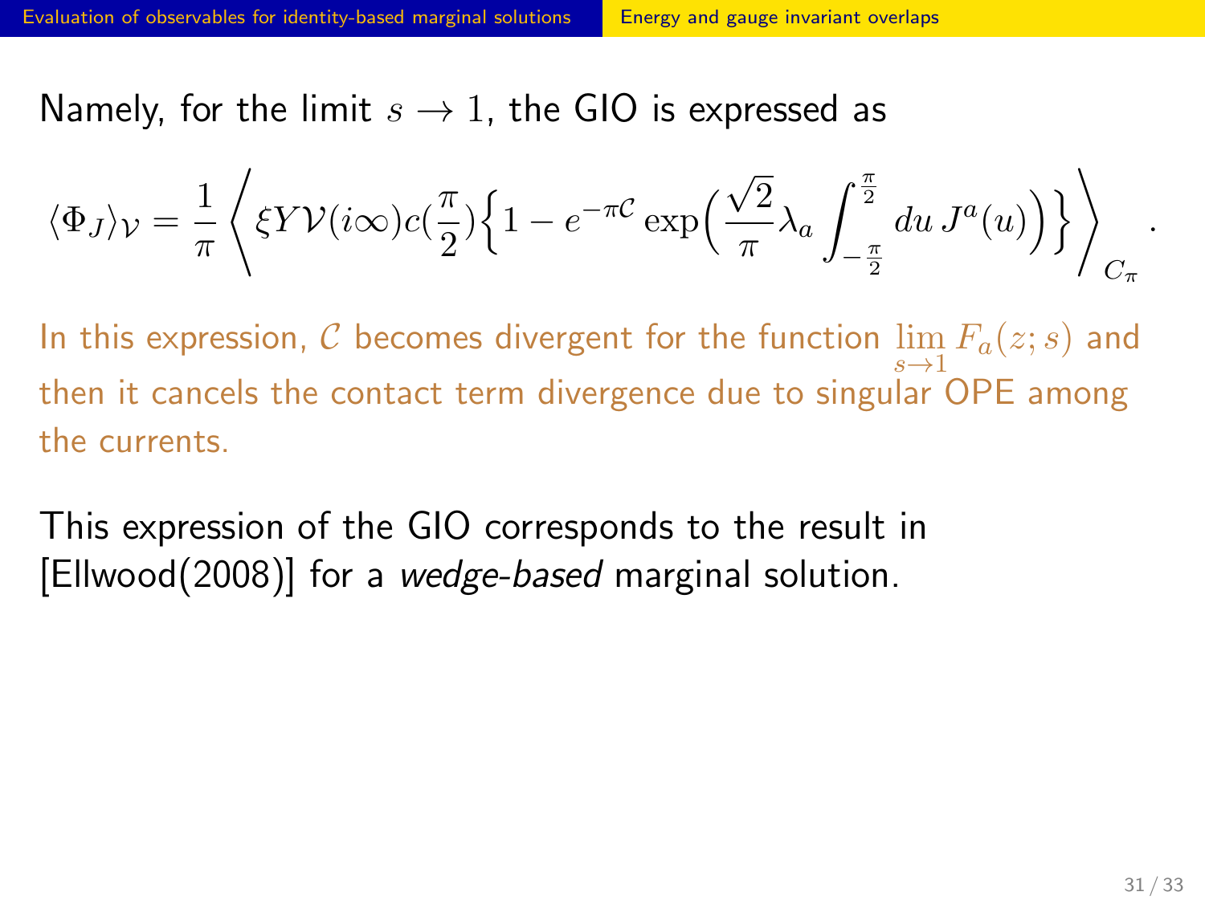Namely, for the limit $s \to 1$, the GIO is expressed as

$$\langle \Phi_J \rangle_{\mathcal{V}} = \frac{1}{\pi} \left\langle \xi Y \mathcal{V}(i\infty) c(\frac{\pi}{2}) \Big\{ 1 - e^{-\pi \mathcal{C}} \exp\Big( \frac{\sqrt{2}}{\pi} \lambda_a \int_{-\frac{\pi}{2}}^{\frac{\pi}{2}} du\, J^a(u) \Big) \Big\} \right\rangle_{C_\pi} .$$

In this expression, $\mathcal{C}$ becomes divergent for the function $\lim_{s \to 1} F_a(z; s)$ and then it cancels the contact term divergence due to singular OPE among the currents.

This expression of the GIO corresponds to the result in [Ellwood(2008)] for a *wedge-based* marginal solution.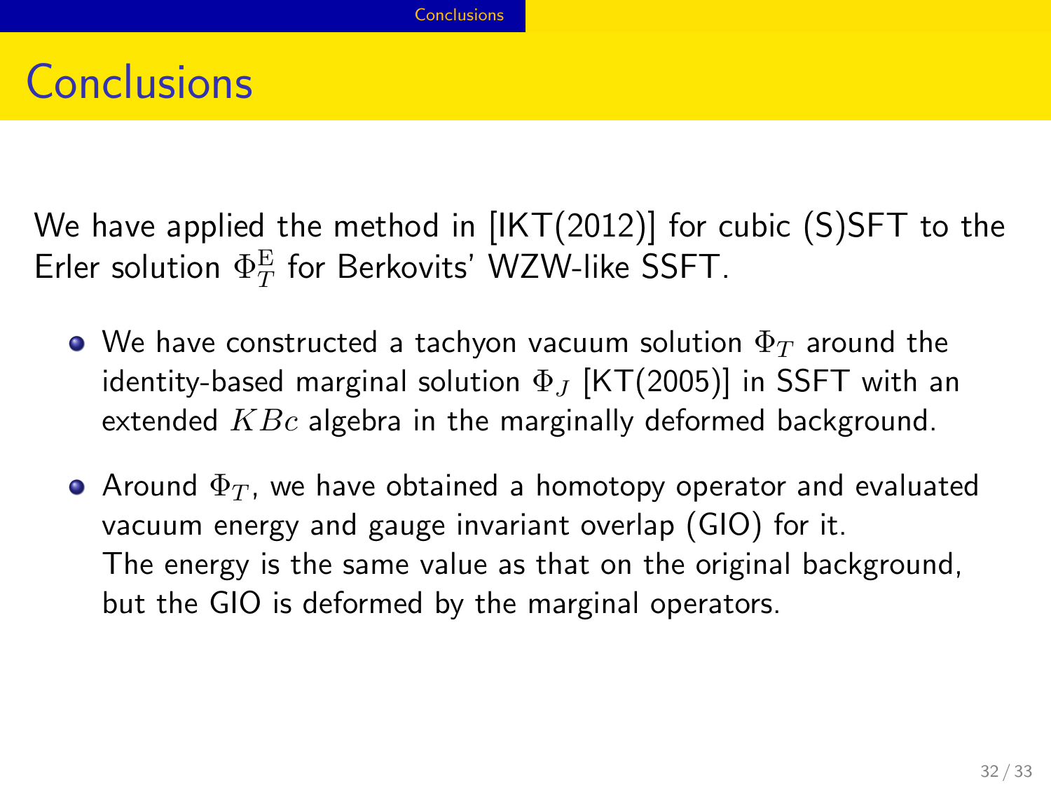# Conclusions

We have applied the method in [IKT(2012)] for cubic (S)SFT to the Erler solution $\Phi_T^{\mathrm{E}}$ for Berkovits' WZW-like SSFT.

- We have constructed a tachyon vacuum solution $\Phi_T$ around the identity-based marginal solution $\Phi_J$ [KT(2005)] in SSFT with an extended $KBc$ algebra in the marginally deformed background.
- Around $\Phi_T$, we have obtained a homotopy operator and evaluated vacuum energy and gauge invariant overlap (GIO) for it. The energy is the same value as that on the original background, but the GIO is deformed by the marginal operators.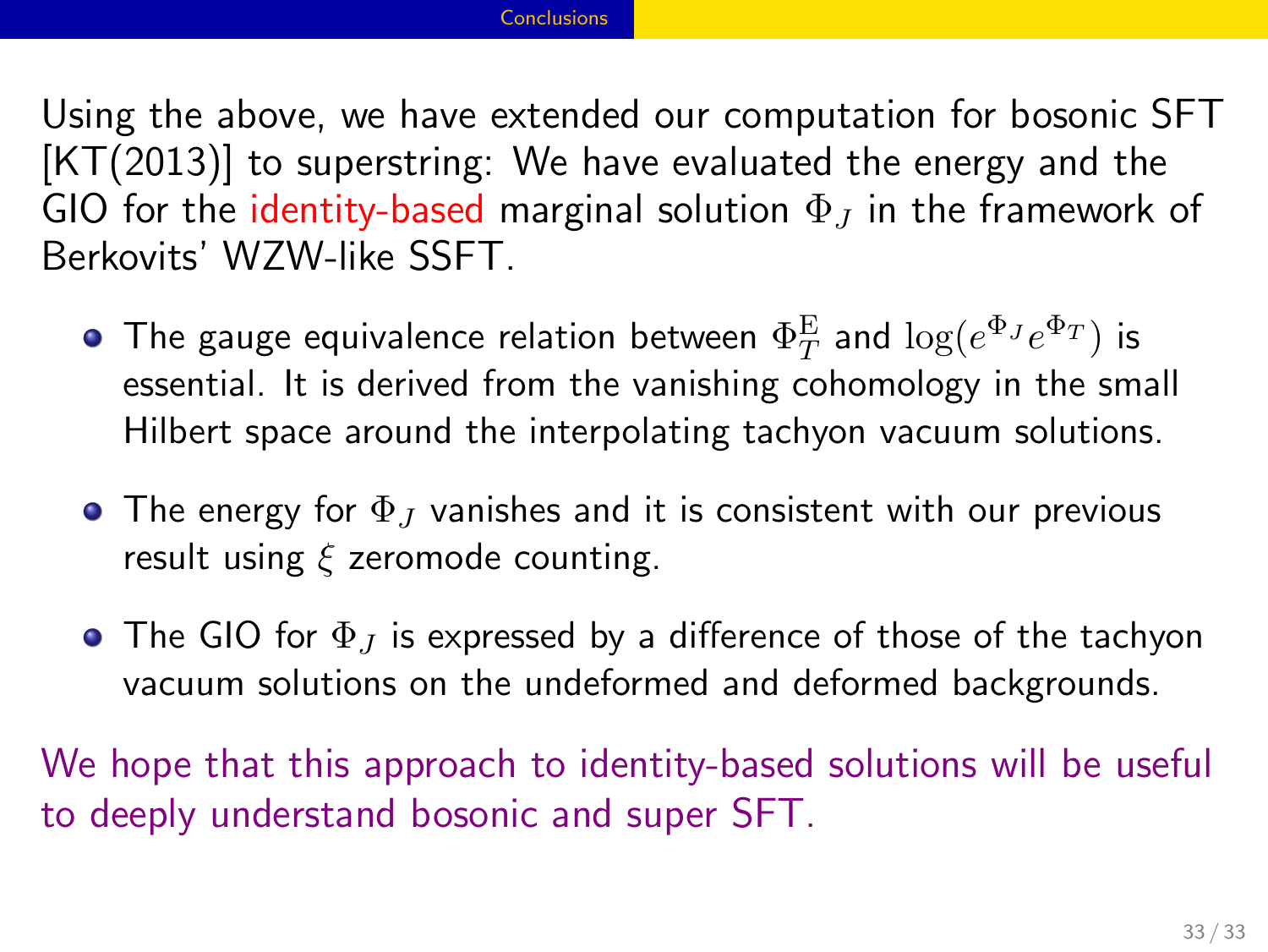## Conclusions

Using the above, we have extended our computation for bosonic SFT [KT(2013)] to superstring: We have evaluated the energy and the GIO for the identity-based marginal solution $\Phi_J$ in the framework of Berkovits' WZW-like SSFT.

- The gauge equivalence relation between $\Phi_T^{\mathrm{E}}$ and $\log(e^{\Phi_J}e^{\Phi_T})$ is essential. It is derived from the vanishing cohomology in the small Hilbert space around the interpolating tachyon vacuum solutions.
- The energy for $\Phi_J$ vanishes and it is consistent with our previous result using $\xi$ zeromode counting.
- The GIO for $\Phi_J$ is expressed by a difference of those of the tachyon vacuum solutions on the undeformed and deformed backgrounds.

We hope that this approach to identity-based solutions will be useful to deeply understand bosonic and super SFT.